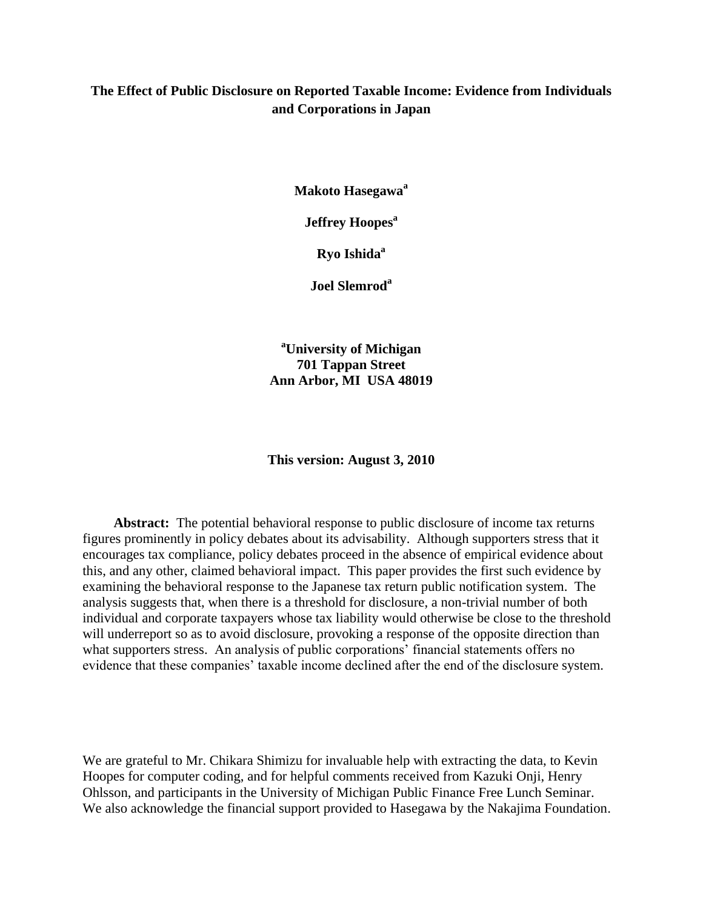# The Effect of Public Disclosure on Reported Taxable Income: Evidence from Individuals and Corporations in Japan

**Makoto Hasegawa**[a]

**Jeffrey Hoopes**[a]

**Ryo Ishida**[a]

**Joel Slemrod**[a]

[a]**University of Michigan**
**701 Tappan Street**
**Ann Arbor, MI USA 48019**

**This version: August 3, 2010**

**Abstract:** The potential behavioral response to public disclosure of income tax returns figures prominently in policy debates about its advisability. Although supporters stress that it encourages tax compliance, policy debates proceed in the absence of empirical evidence about this, and any other, claimed behavioral impact. This paper provides the first such evidence by examining the behavioral response to the Japanese tax return public notification system. The analysis suggests that, when there is a threshold for disclosure, a non-trivial number of both individual and corporate taxpayers whose tax liability would otherwise be close to the threshold will underreport so as to avoid disclosure, provoking a response of the opposite direction than what supporters stress. An analysis of public corporations' financial statements offers no evidence that these companies' taxable income declined after the end of the disclosure system.

We are grateful to Mr. Chikara Shimizu for invaluable help with extracting the data, to Kevin Hoopes for computer coding, and for helpful comments received from Kazuki Onji, Henry Ohlsson, and participants in the University of Michigan Public Finance Free Lunch Seminar. We also acknowledge the financial support provided to Hasegawa by the Nakajima Foundation.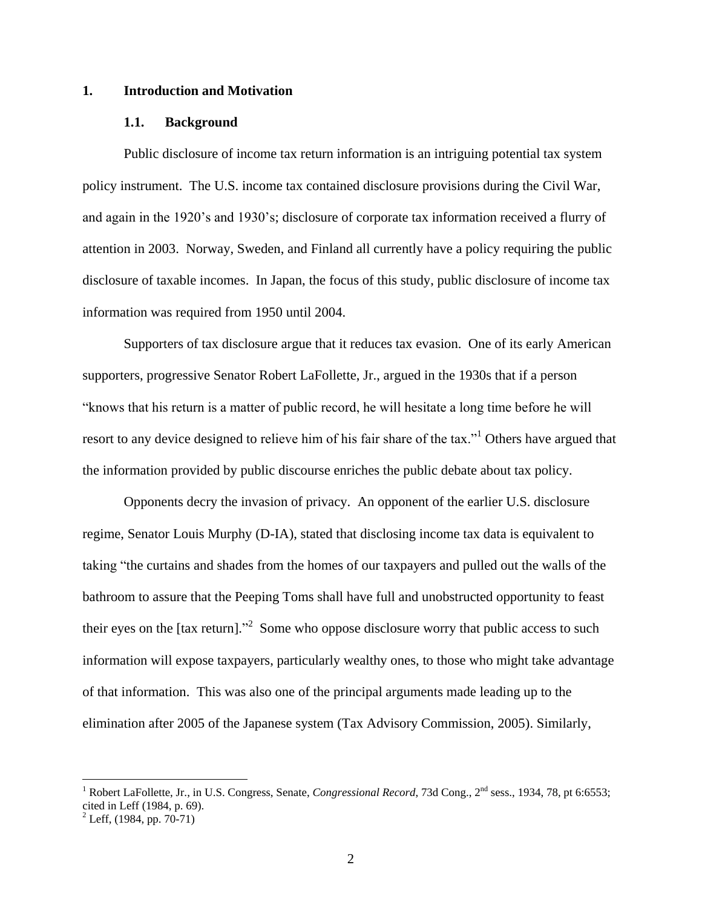## 1. Introduction and Motivation

### 1.1. Background

Public disclosure of income tax return information is an intriguing potential tax system policy instrument. The U.S. income tax contained disclosure provisions during the Civil War, and again in the 1920's and 1930's; disclosure of corporate tax information received a flurry of attention in 2003. Norway, Sweden, and Finland all currently have a policy requiring the public disclosure of taxable incomes. In Japan, the focus of this study, public disclosure of income tax information was required from 1950 until 2004.

Supporters of tax disclosure argue that it reduces tax evasion. One of its early American supporters, progressive Senator Robert LaFollette, Jr., argued in the 1930s that if a person "knows that his return is a matter of public record, he will hesitate a long time before he will resort to any device designed to relieve him of his fair share of the tax."[1] Others have argued that the information provided by public discourse enriches the public debate about tax policy.

Opponents decry the invasion of privacy. An opponent of the earlier U.S. disclosure regime, Senator Louis Murphy (D-IA), stated that disclosing income tax data is equivalent to taking "the curtains and shades from the homes of our taxpayers and pulled out the walls of the bathroom to assure that the Peeping Toms shall have full and unobstructed opportunity to feast their eyes on the [tax return]."[2] Some who oppose disclosure worry that public access to such information will expose taxpayers, particularly wealthy ones, to those who might take advantage of that information. This was also one of the principal arguments made leading up to the elimination after 2005 of the Japanese system (Tax Advisory Commission, 2005). Similarly,

---

[1] Robert LaFollette, Jr., in U.S. Congress, Senate, *Congressional Record*, 73d Cong., 2nd sess., 1934, 78, pt 6:6553; cited in Leff (1984, p. 69).

[2] Leff, (1984, pp. 70-71)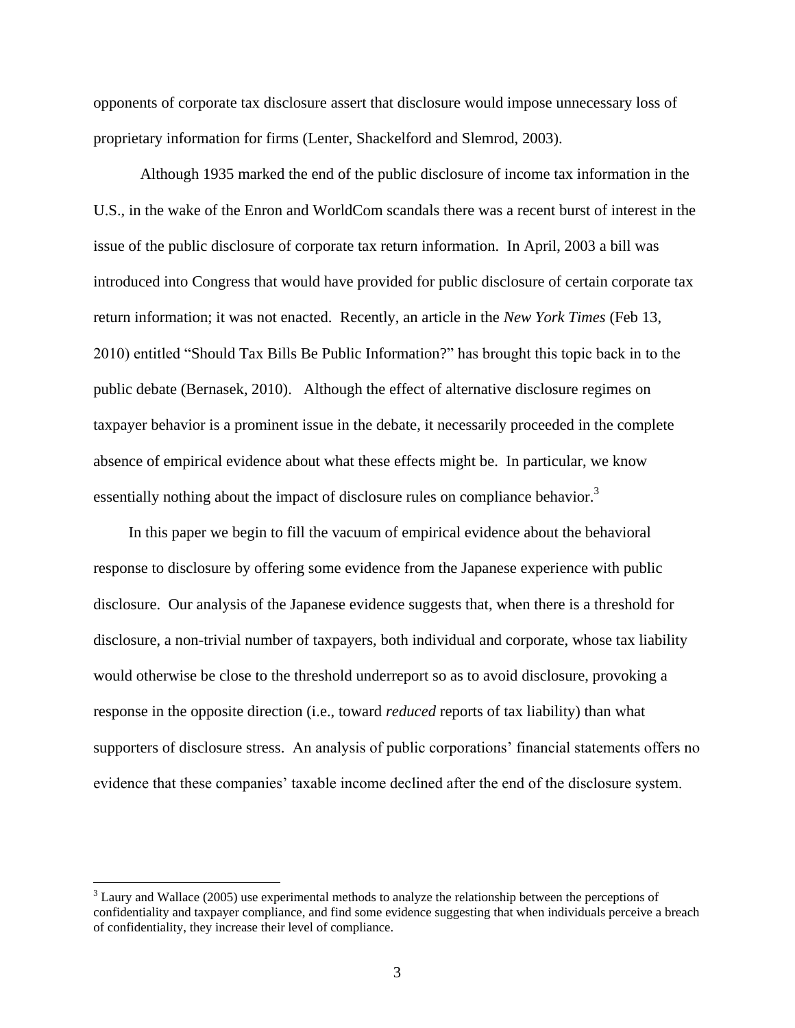opponents of corporate tax disclosure assert that disclosure would impose unnecessary loss of proprietary information for firms (Lenter, Shackelford and Slemrod, 2003).

Although 1935 marked the end of the public disclosure of income tax information in the U.S., in the wake of the Enron and WorldCom scandals there was a recent burst of interest in the issue of the public disclosure of corporate tax return information. In April, 2003 a bill was introduced into Congress that would have provided for public disclosure of certain corporate tax return information; it was not enacted. Recently, an article in the *New York Times* (Feb 13, 2010) entitled "Should Tax Bills Be Public Information?" has brought this topic back in to the public debate (Bernasek, 2010). Although the effect of alternative disclosure regimes on taxpayer behavior is a prominent issue in the debate, it necessarily proceeded in the complete absence of empirical evidence about what these effects might be. In particular, we know essentially nothing about the impact of disclosure rules on compliance behavior.[3]

In this paper we begin to fill the vacuum of empirical evidence about the behavioral response to disclosure by offering some evidence from the Japanese experience with public disclosure. Our analysis of the Japanese evidence suggests that, when there is a threshold for disclosure, a non-trivial number of taxpayers, both individual and corporate, whose tax liability would otherwise be close to the threshold underreport so as to avoid disclosure, provoking a response in the opposite direction (i.e., toward *reduced* reports of tax liability) than what supporters of disclosure stress. An analysis of public corporations' financial statements offers no evidence that these companies' taxable income declined after the end of the disclosure system.

[3] Laury and Wallace (2005) use experimental methods to analyze the relationship between the perceptions of confidentiality and taxpayer compliance, and find some evidence suggesting that when individuals perceive a breach of confidentiality, they increase their level of compliance.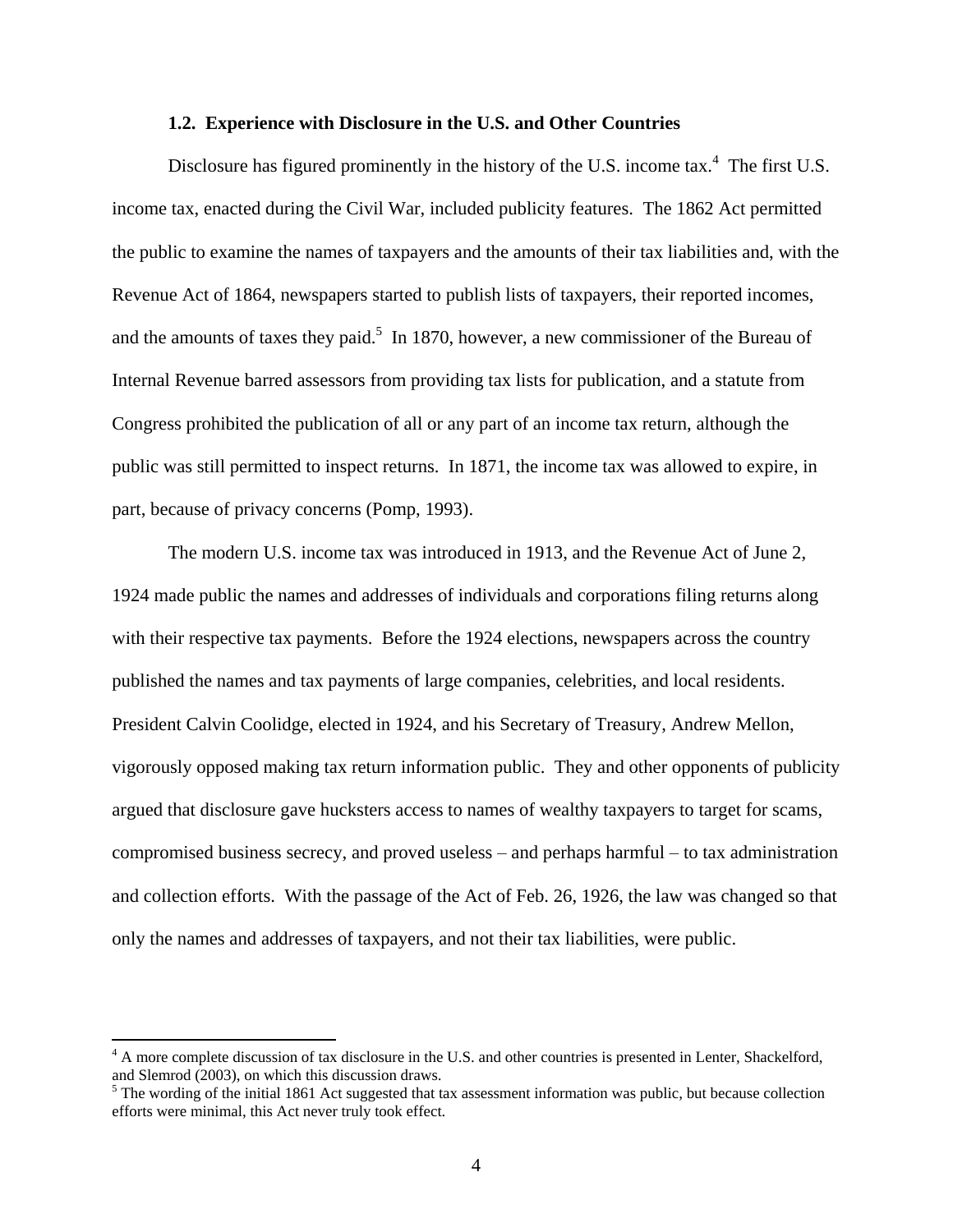### 1.2. Experience with Disclosure in the U.S. and Other Countries

Disclosure has figured prominently in the history of the U.S. income tax.[4] The first U.S. income tax, enacted during the Civil War, included publicity features. The 1862 Act permitted the public to examine the names of taxpayers and the amounts of their tax liabilities and, with the Revenue Act of 1864, newspapers started to publish lists of taxpayers, their reported incomes, and the amounts of taxes they paid.[5] In 1870, however, a new commissioner of the Bureau of Internal Revenue barred assessors from providing tax lists for publication, and a statute from Congress prohibited the publication of all or any part of an income tax return, although the public was still permitted to inspect returns. In 1871, the income tax was allowed to expire, in part, because of privacy concerns (Pomp, 1993).

The modern U.S. income tax was introduced in 1913, and the Revenue Act of June 2, 1924 made public the names and addresses of individuals and corporations filing returns along with their respective tax payments. Before the 1924 elections, newspapers across the country published the names and tax payments of large companies, celebrities, and local residents. President Calvin Coolidge, elected in 1924, and his Secretary of Treasury, Andrew Mellon, vigorously opposed making tax return information public. They and other opponents of publicity argued that disclosure gave hucksters access to names of wealthy taxpayers to target for scams, compromised business secrecy, and proved useless – and perhaps harmful – to tax administration and collection efforts. With the passage of the Act of Feb. 26, 1926, the law was changed so that only the names and addresses of taxpayers, and not their tax liabilities, were public.

---

[4] A more complete discussion of tax disclosure in the U.S. and other countries is presented in Lenter, Shackelford, and Slemrod (2003), on which this discussion draws.

[5] The wording of the initial 1861 Act suggested that tax assessment information was public, but because collection efforts were minimal, this Act never truly took effect.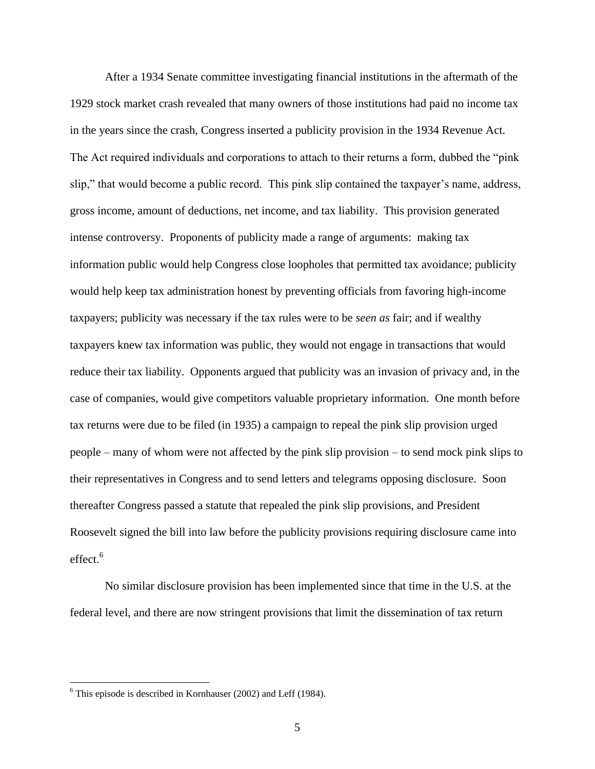After a 1934 Senate committee investigating financial institutions in the aftermath of the 1929 stock market crash revealed that many owners of those institutions had paid no income tax in the years since the crash, Congress inserted a publicity provision in the 1934 Revenue Act. The Act required individuals and corporations to attach to their returns a form, dubbed the "pink slip," that would become a public record. This pink slip contained the taxpayer's name, address, gross income, amount of deductions, net income, and tax liability. This provision generated intense controversy. Proponents of publicity made a range of arguments: making tax information public would help Congress close loopholes that permitted tax avoidance; publicity would help keep tax administration honest by preventing officials from favoring high-income taxpayers; publicity was necessary if the tax rules were to be *seen as* fair; and if wealthy taxpayers knew tax information was public, they would not engage in transactions that would reduce their tax liability. Opponents argued that publicity was an invasion of privacy and, in the case of companies, would give competitors valuable proprietary information. One month before tax returns were due to be filed (in 1935) a campaign to repeal the pink slip provision urged people – many of whom were not affected by the pink slip provision – to send mock pink slips to their representatives in Congress and to send letters and telegrams opposing disclosure. Soon thereafter Congress passed a statute that repealed the pink slip provisions, and President Roosevelt signed the bill into law before the publicity provisions requiring disclosure came into effect.[6]

No similar disclosure provision has been implemented since that time in the U.S. at the federal level, and there are now stringent provisions that limit the dissemination of tax return

[6] This episode is described in Kornhauser (2002) and Leff (1984).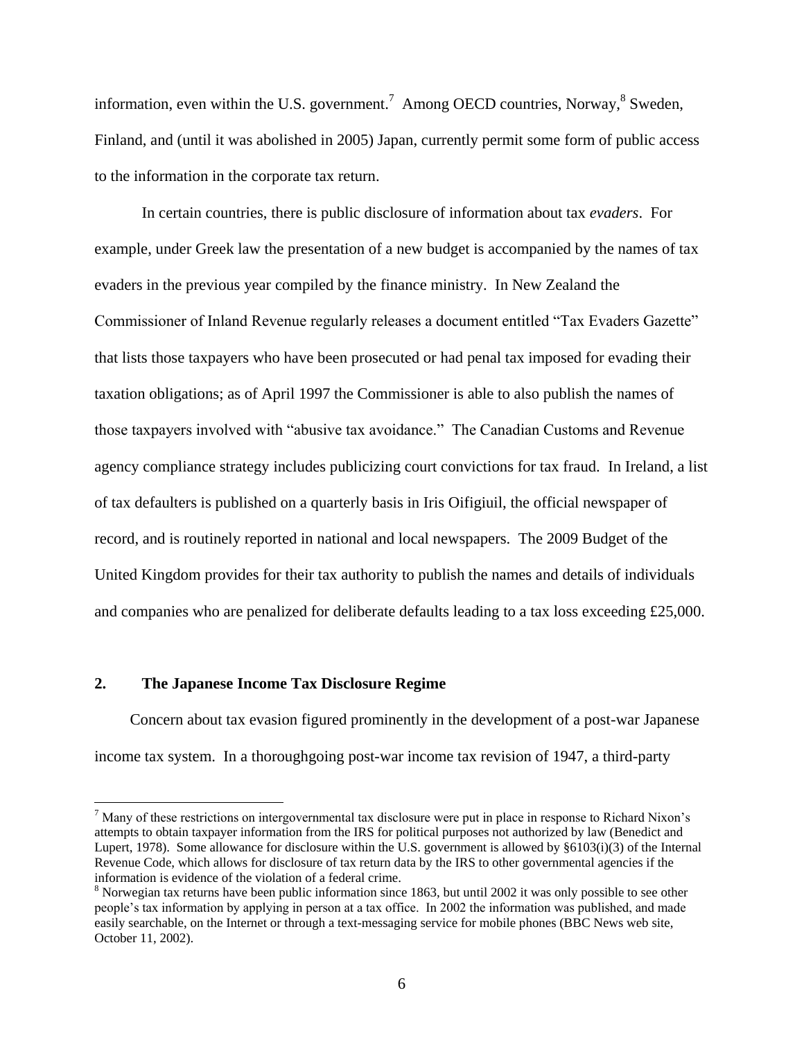information, even within the U.S. government.[7] Among OECD countries, Norway,[8] Sweden, Finland, and (until it was abolished in 2005) Japan, currently permit some form of public access to the information in the corporate tax return.

In certain countries, there is public disclosure of information about tax *evaders*. For example, under Greek law the presentation of a new budget is accompanied by the names of tax evaders in the previous year compiled by the finance ministry. In New Zealand the Commissioner of Inland Revenue regularly releases a document entitled "Tax Evaders Gazette" that lists those taxpayers who have been prosecuted or had penal tax imposed for evading their taxation obligations; as of April 1997 the Commissioner is able to also publish the names of those taxpayers involved with "abusive tax avoidance." The Canadian Customs and Revenue agency compliance strategy includes publicizing court convictions for tax fraud. In Ireland, a list of tax defaulters is published on a quarterly basis in Iris Oifigiuil, the official newspaper of record, and is routinely reported in national and local newspapers. The 2009 Budget of the United Kingdom provides for their tax authority to publish the names and details of individuals and companies who are penalized for deliberate defaults leading to a tax loss exceeding £25,000.

## 2. The Japanese Income Tax Disclosure Regime

Concern about tax evasion figured prominently in the development of a post-war Japanese income tax system. In a thoroughgoing post-war income tax revision of 1947, a third-party

[7] Many of these restrictions on intergovernmental tax disclosure were put in place in response to Richard Nixon's attempts to obtain taxpayer information from the IRS for political purposes not authorized by law (Benedict and Lupert, 1978). Some allowance for disclosure within the U.S. government is allowed by §6103(i)(3) of the Internal Revenue Code, which allows for disclosure of tax return data by the IRS to other governmental agencies if the information is evidence of the violation of a federal crime.

[8] Norwegian tax returns have been public information since 1863, but until 2002 it was only possible to see other people's tax information by applying in person at a tax office. In 2002 the information was published, and made easily searchable, on the Internet or through a text-messaging service for mobile phones (BBC News web site, October 11, 2002).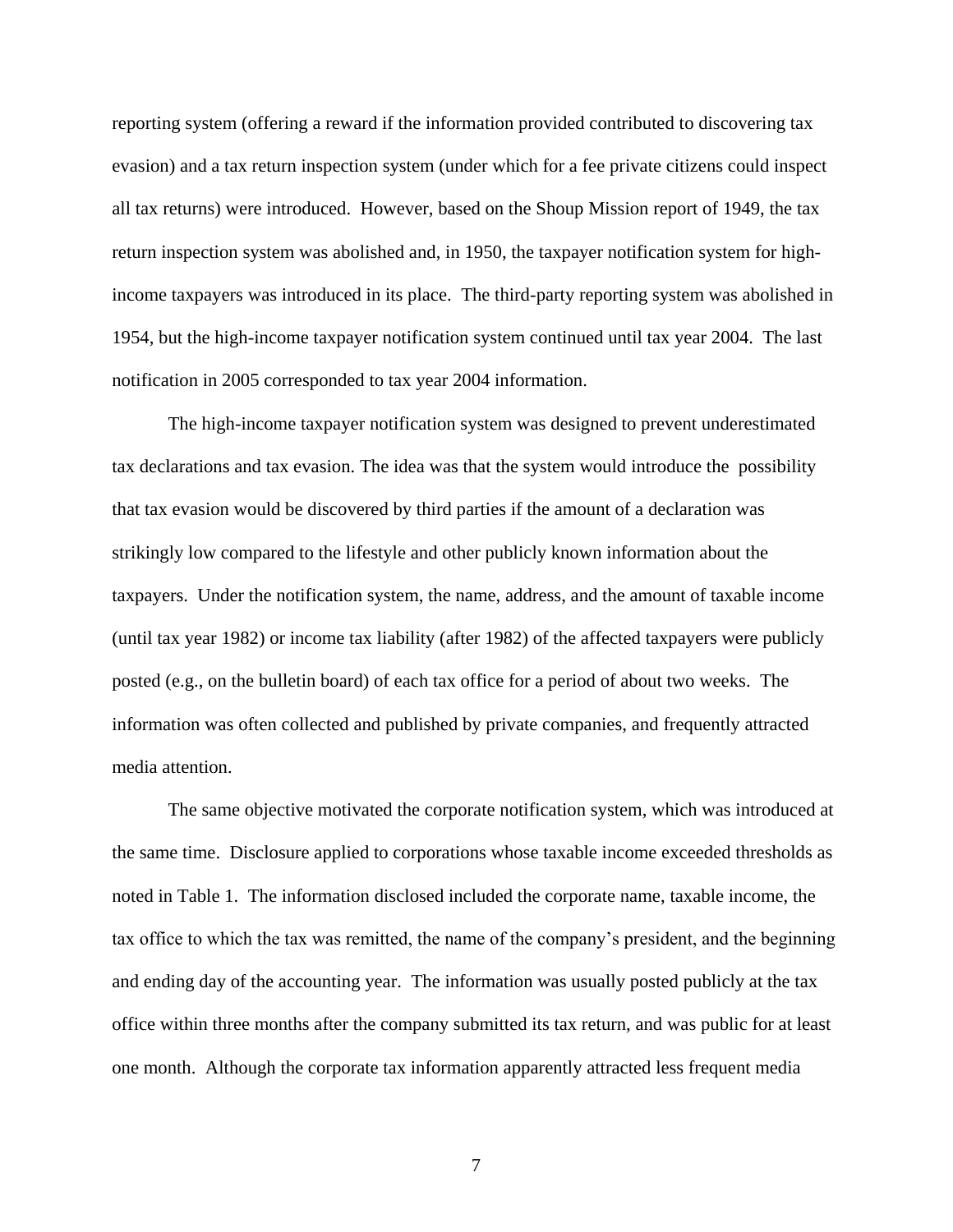reporting system (offering a reward if the information provided contributed to discovering tax evasion) and a tax return inspection system (under which for a fee private citizens could inspect all tax returns) were introduced. However, based on the Shoup Mission report of 1949, the tax return inspection system was abolished and, in 1950, the taxpayer notification system for high-income taxpayers was introduced in its place. The third-party reporting system was abolished in 1954, but the high-income taxpayer notification system continued until tax year 2004. The last notification in 2005 corresponded to tax year 2004 information.

The high-income taxpayer notification system was designed to prevent underestimated tax declarations and tax evasion. The idea was that the system would introduce the possibility that tax evasion would be discovered by third parties if the amount of a declaration was strikingly low compared to the lifestyle and other publicly known information about the taxpayers. Under the notification system, the name, address, and the amount of taxable income (until tax year 1982) or income tax liability (after 1982) of the affected taxpayers were publicly posted (e.g., on the bulletin board) of each tax office for a period of about two weeks. The information was often collected and published by private companies, and frequently attracted media attention.

The same objective motivated the corporate notification system, which was introduced at the same time. Disclosure applied to corporations whose taxable income exceeded thresholds as noted in Table 1. The information disclosed included the corporate name, taxable income, the tax office to which the tax was remitted, the name of the company's president, and the beginning and ending day of the accounting year. The information was usually posted publicly at the tax office within three months after the company submitted its tax return, and was public for at least one month. Although the corporate tax information apparently attracted less frequent media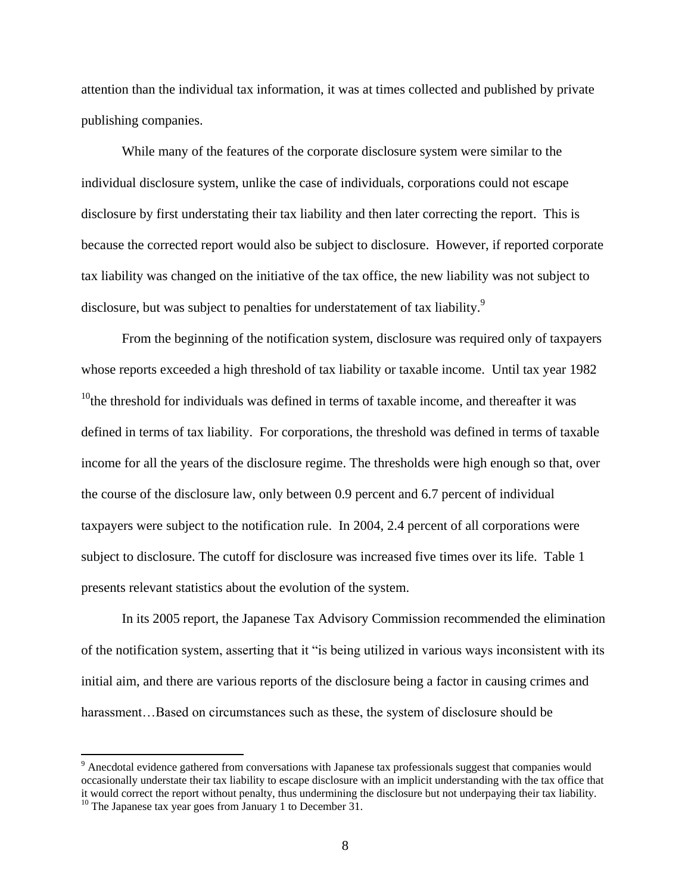attention than the individual tax information, it was at times collected and published by private publishing companies.

While many of the features of the corporate disclosure system were similar to the individual disclosure system, unlike the case of individuals, corporations could not escape disclosure by first understating their tax liability and then later correcting the report. This is because the corrected report would also be subject to disclosure. However, if reported corporate tax liability was changed on the initiative of the tax office, the new liability was not subject to disclosure, but was subject to penalties for understatement of tax liability.[9]

From the beginning of the notification system, disclosure was required only of taxpayers whose reports exceeded a high threshold of tax liability or taxable income. Until tax year 1982 [10]the threshold for individuals was defined in terms of taxable income, and thereafter it was defined in terms of tax liability. For corporations, the threshold was defined in terms of taxable income for all the years of the disclosure regime. The thresholds were high enough so that, over the course of the disclosure law, only between 0.9 percent and 6.7 percent of individual taxpayers were subject to the notification rule. In 2004, 2.4 percent of all corporations were subject to disclosure. The cutoff for disclosure was increased five times over its life. Table 1 presents relevant statistics about the evolution of the system.

In its 2005 report, the Japanese Tax Advisory Commission recommended the elimination of the notification system, asserting that it "is being utilized in various ways inconsistent with its initial aim, and there are various reports of the disclosure being a factor in causing crimes and harassment…Based on circumstances such as these, the system of disclosure should be

[9] Anecdotal evidence gathered from conversations with Japanese tax professionals suggest that companies would occasionally understate their tax liability to escape disclosure with an implicit understanding with the tax office that it would correct the report without penalty, thus undermining the disclosure but not underpaying their tax liability.

[10] The Japanese tax year goes from January 1 to December 31.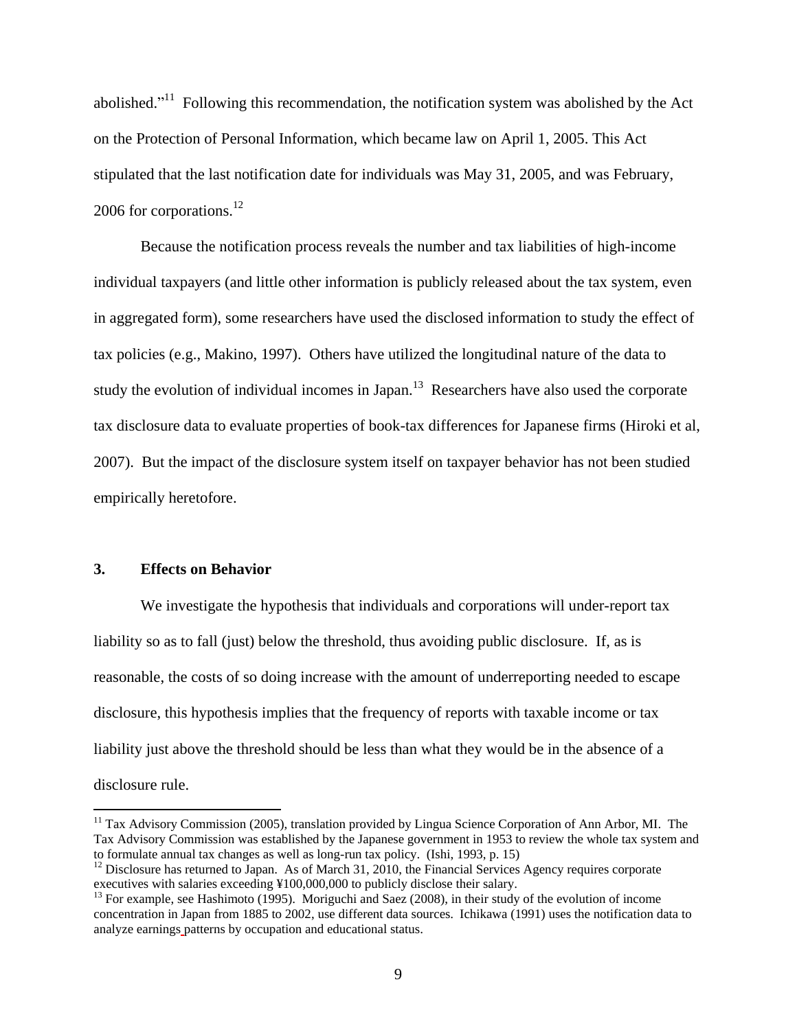abolished."[11] Following this recommendation, the notification system was abolished by the Act on the Protection of Personal Information, which became law on April 1, 2005. This Act stipulated that the last notification date for individuals was May 31, 2005, and was February, 2006 for corporations.[12]

Because the notification process reveals the number and tax liabilities of high-income individual taxpayers (and little other information is publicly released about the tax system, even in aggregated form), some researchers have used the disclosed information to study the effect of tax policies (e.g., Makino, 1997). Others have utilized the longitudinal nature of the data to study the evolution of individual incomes in Japan.[13] Researchers have also used the corporate tax disclosure data to evaluate properties of book-tax differences for Japanese firms (Hiroki et al, 2007). But the impact of the disclosure system itself on taxpayer behavior has not been studied empirically heretofore.

## 3. Effects on Behavior

We investigate the hypothesis that individuals and corporations will under-report tax liability so as to fall (just) below the threshold, thus avoiding public disclosure. If, as is reasonable, the costs of so doing increase with the amount of underreporting needed to escape disclosure, this hypothesis implies that the frequency of reports with taxable income or tax liability just above the threshold should be less than what they would be in the absence of a disclosure rule.

---

[11] Tax Advisory Commission (2005), translation provided by Lingua Science Corporation of Ann Arbor, MI. The Tax Advisory Commission was established by the Japanese government in 1953 to review the whole tax system and to formulate annual tax changes as well as long-run tax policy. (Ishi, 1993, p. 15)

[12] Disclosure has returned to Japan. As of March 31, 2010, the Financial Services Agency requires corporate executives with salaries exceeding ¥100,000,000 to publicly disclose their salary.

[13] For example, see Hashimoto (1995). Moriguchi and Saez (2008), in their study of the evolution of income concentration in Japan from 1885 to 2002, use different data sources. Ichikawa (1991) uses the notification data to analyze earnings patterns by occupation and educational status.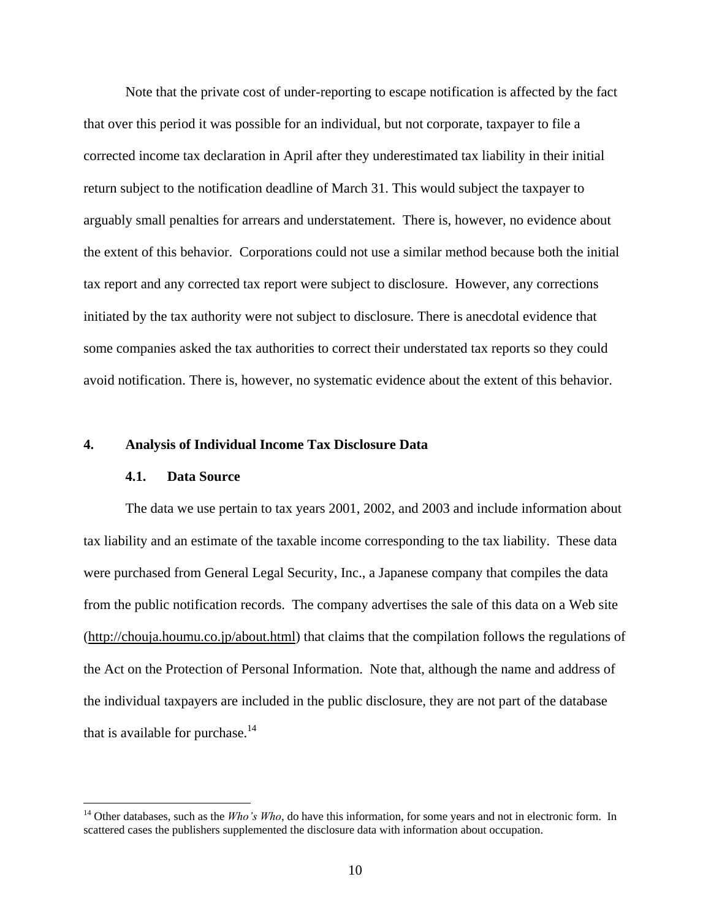Note that the private cost of under-reporting to escape notification is affected by the fact that over this period it was possible for an individual, but not corporate, taxpayer to file a corrected income tax declaration in April after they underestimated tax liability in their initial return subject to the notification deadline of March 31. This would subject the taxpayer to arguably small penalties for arrears and understatement. There is, however, no evidence about the extent of this behavior. Corporations could not use a similar method because both the initial tax report and any corrected tax report were subject to disclosure. However, any corrections initiated by the tax authority were not subject to disclosure. There is anecdotal evidence that some companies asked the tax authorities to correct their understated tax reports so they could avoid notification. There is, however, no systematic evidence about the extent of this behavior.

## 4. Analysis of Individual Income Tax Disclosure Data

### 4.1. Data Source

The data we use pertain to tax years 2001, 2002, and 2003 and include information about tax liability and an estimate of the taxable income corresponding to the tax liability. These data were purchased from General Legal Security, Inc., a Japanese company that compiles the data from the public notification records. The company advertises the sale of this data on a Web site (http://chouja.houmu.co.jp/about.html) that claims that the compilation follows the regulations of the Act on the Protection of Personal Information. Note that, although the name and address of the individual taxpayers are included in the public disclosure, they are not part of the database that is available for purchase.[14]

---

[14] Other databases, such as the *Who's Who*, do have this information, for some years and not in electronic form. In scattered cases the publishers supplemented the disclosure data with information about occupation.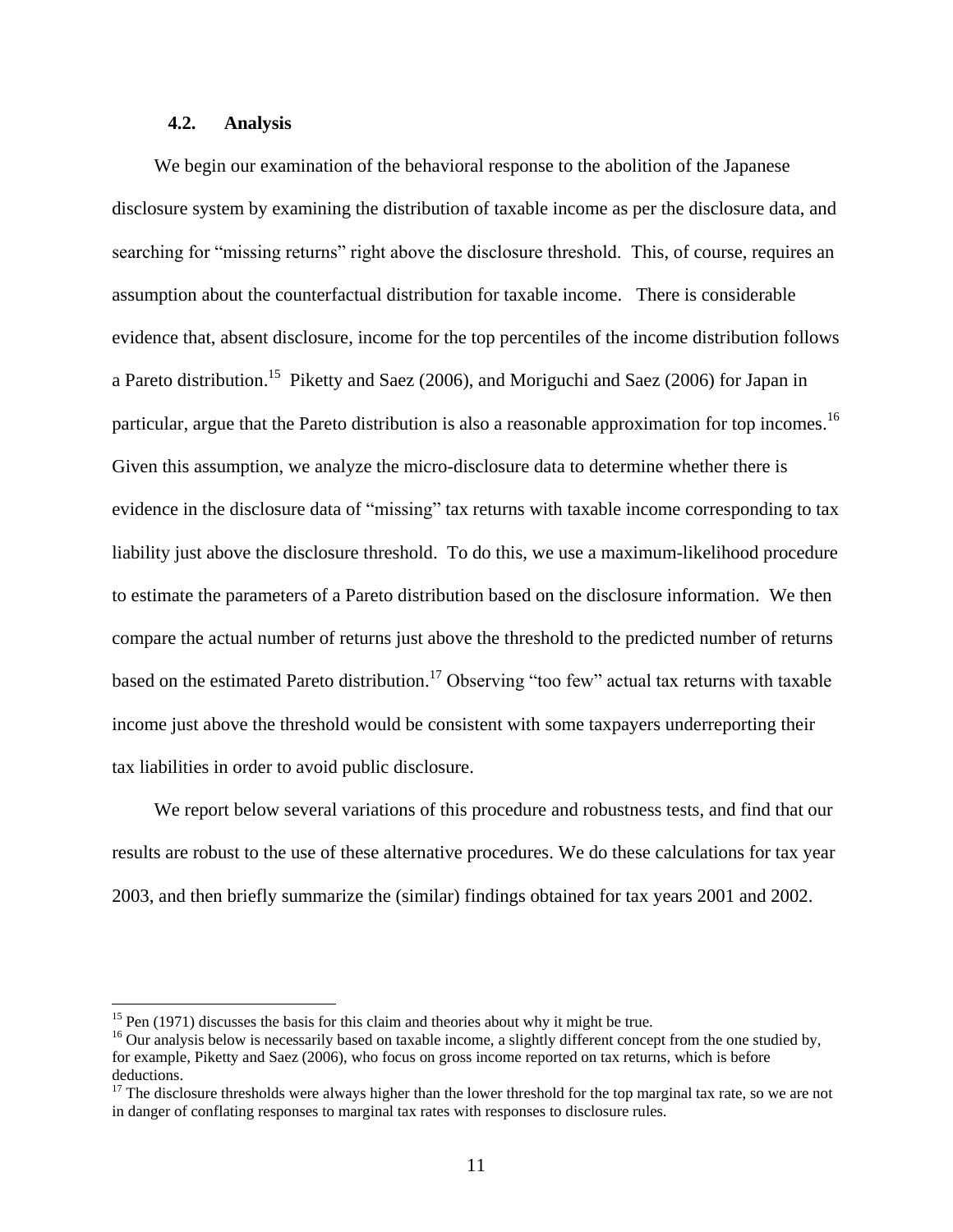### 4.2. Analysis

We begin our examination of the behavioral response to the abolition of the Japanese disclosure system by examining the distribution of taxable income as per the disclosure data, and searching for "missing returns" right above the disclosure threshold. This, of course, requires an assumption about the counterfactual distribution for taxable income. There is considerable evidence that, absent disclosure, income for the top percentiles of the income distribution follows a Pareto distribution.[15] Piketty and Saez (2006), and Moriguchi and Saez (2006) for Japan in particular, argue that the Pareto distribution is also a reasonable approximation for top incomes.[16] Given this assumption, we analyze the micro-disclosure data to determine whether there is evidence in the disclosure data of "missing" tax returns with taxable income corresponding to tax liability just above the disclosure threshold. To do this, we use a maximum-likelihood procedure to estimate the parameters of a Pareto distribution based on the disclosure information. We then compare the actual number of returns just above the threshold to the predicted number of returns based on the estimated Pareto distribution.[17] Observing "too few" actual tax returns with taxable income just above the threshold would be consistent with some taxpayers underreporting their tax liabilities in order to avoid public disclosure.

We report below several variations of this procedure and robustness tests, and find that our results are robust to the use of these alternative procedures. We do these calculations for tax year 2003, and then briefly summarize the (similar) findings obtained for tax years 2001 and 2002.

---

[15] Pen (1971) discusses the basis for this claim and theories about why it might be true.

[16] Our analysis below is necessarily based on taxable income, a slightly different concept from the one studied by, for example, Piketty and Saez (2006), who focus on gross income reported on tax returns, which is before deductions.

[17] The disclosure thresholds were always higher than the lower threshold for the top marginal tax rate, so we are not in danger of conflating responses to marginal tax rates with responses to disclosure rules.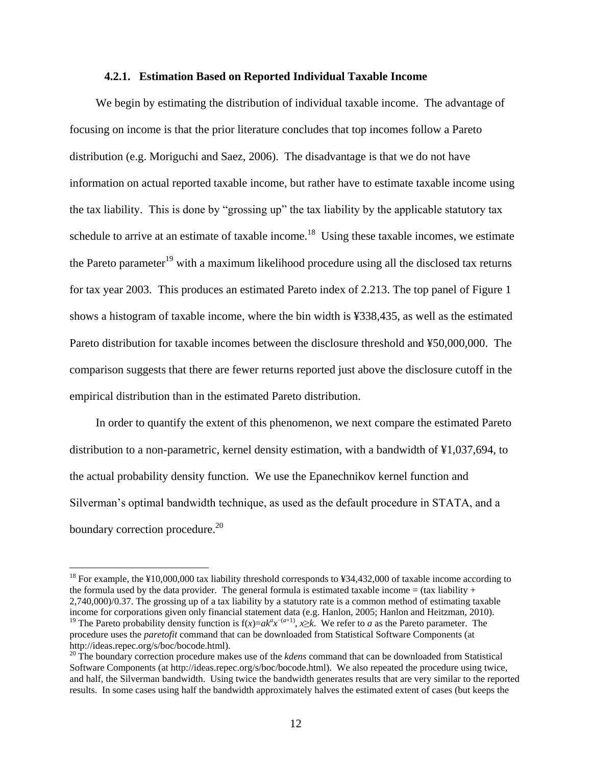#### 4.2.1. Estimation Based on Reported Individual Taxable Income

We begin by estimating the distribution of individual taxable income. The advantage of focusing on income is that the prior literature concludes that top incomes follow a Pareto distribution (e.g. Moriguchi and Saez, 2006). The disadvantage is that we do not have information on actual reported taxable income, but rather have to estimate taxable income using the tax liability. This is done by "grossing up" the tax liability by the applicable statutory tax schedule to arrive at an estimate of taxable income.[18] Using these taxable incomes, we estimate the Pareto parameter[19] with a maximum likelihood procedure using all the disclosed tax returns for tax year 2003. This produces an estimated Pareto index of 2.213. The top panel of Figure 1 shows a histogram of taxable income, where the bin width is ¥338,435, as well as the estimated Pareto distribution for taxable incomes between the disclosure threshold and ¥50,000,000. The comparison suggests that there are fewer returns reported just above the disclosure cutoff in the empirical distribution than in the estimated Pareto distribution.

In order to quantify the extent of this phenomenon, we next compare the estimated Pareto distribution to a non-parametric, kernel density estimation, with a bandwidth of ¥1,037,694, to the actual probability density function. We use the Epanechnikov kernel function and Silverman's optimal bandwidth technique, as used as the default procedure in STATA, and a boundary correction procedure.[20]

---

[18] For example, the ¥10,000,000 tax liability threshold corresponds to ¥34,432,000 of taxable income according to the formula used by the data provider. The general formula is estimated taxable income = (tax liability + 2,740,000)/0.37. The grossing up of a tax liability by a statutory rate is a common method of estimating taxable income for corporations given only financial statement data (e.g. Hanlon, 2005; Hanlon and Heitzman, 2010).

[19] The Pareto probability density function is $f(x)=ak^{a}x^{-(a+1)}$, $x \geq k$. We refer to $a$ as the Pareto parameter. The procedure uses the *paretofit* command that can be downloaded from Statistical Software Components (at http://ideas.repec.org/s/boc/bocode.html).

[20] The boundary correction procedure makes use of the *kdens* command that can be downloaded from Statistical Software Components (at http://ideas.repec.org/s/boc/bocode.html). We also repeated the procedure using twice, and half, the Silverman bandwidth. Using twice the bandwidth generates results that are very similar to the reported results. In some cases using half the bandwidth approximately halves the estimated extent of cases (but keeps the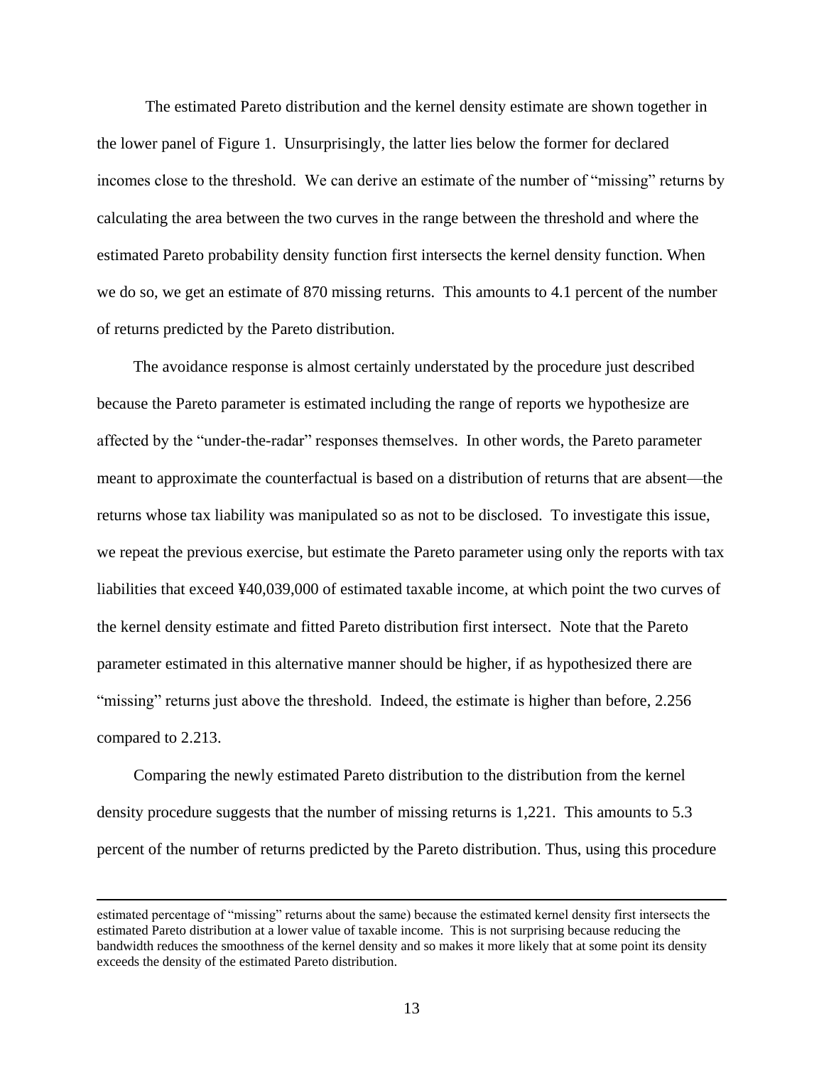The estimated Pareto distribution and the kernel density estimate are shown together in the lower panel of Figure 1. Unsurprisingly, the latter lies below the former for declared incomes close to the threshold. We can derive an estimate of the number of "missing" returns by calculating the area between the two curves in the range between the threshold and where the estimated Pareto probability density function first intersects the kernel density function. When we do so, we get an estimate of 870 missing returns. This amounts to 4.1 percent of the number of returns predicted by the Pareto distribution.

The avoidance response is almost certainly understated by the procedure just described because the Pareto parameter is estimated including the range of reports we hypothesize are affected by the "under-the-radar" responses themselves. In other words, the Pareto parameter meant to approximate the counterfactual is based on a distribution of returns that are absent—the returns whose tax liability was manipulated so as not to be disclosed. To investigate this issue, we repeat the previous exercise, but estimate the Pareto parameter using only the reports with tax liabilities that exceed ¥40,039,000 of estimated taxable income, at which point the two curves of the kernel density estimate and fitted Pareto distribution first intersect. Note that the Pareto parameter estimated in this alternative manner should be higher, if as hypothesized there are "missing" returns just above the threshold. Indeed, the estimate is higher than before, 2.256 compared to 2.213.

Comparing the newly estimated Pareto distribution to the distribution from the kernel density procedure suggests that the number of missing returns is 1,221. This amounts to 5.3 percent of the number of returns predicted by the Pareto distribution. Thus, using this procedure

---

estimated percentage of "missing" returns about the same) because the estimated kernel density first intersects the estimated Pareto distribution at a lower value of taxable income. This is not surprising because reducing the bandwidth reduces the smoothness of the kernel density and so makes it more likely that at some point its density exceeds the density of the estimated Pareto distribution.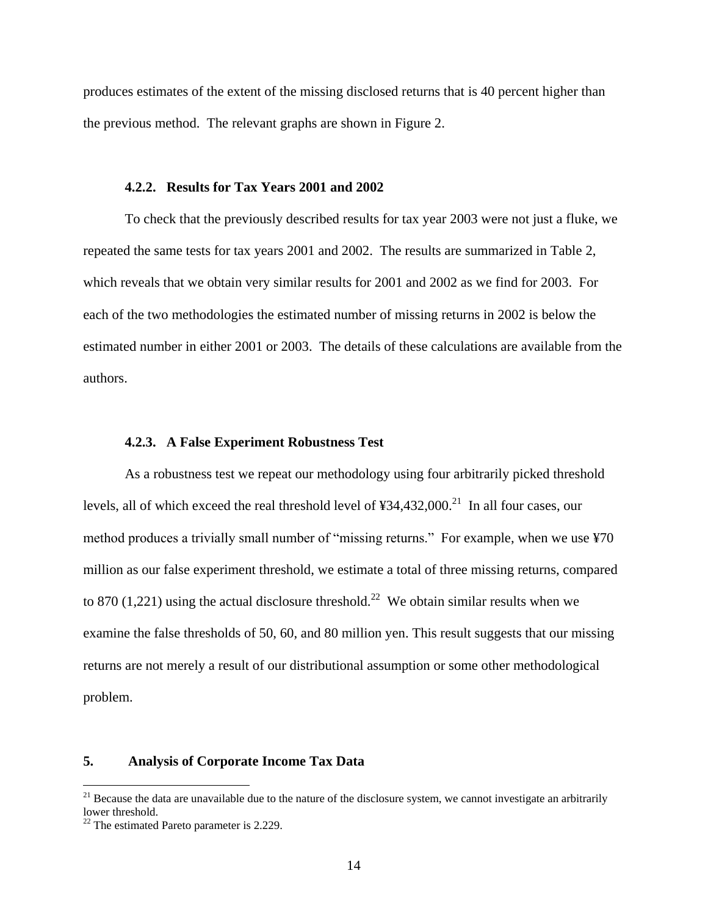produces estimates of the extent of the missing disclosed returns that is 40 percent higher than the previous method. The relevant graphs are shown in Figure 2.

### 4.2.2. Results for Tax Years 2001 and 2002

To check that the previously described results for tax year 2003 were not just a fluke, we repeated the same tests for tax years 2001 and 2002. The results are summarized in Table 2, which reveals that we obtain very similar results for 2001 and 2002 as we find for 2003. For each of the two methodologies the estimated number of missing returns in 2002 is below the estimated number in either 2001 or 2003. The details of these calculations are available from the authors.

### 4.2.3. A False Experiment Robustness Test

As a robustness test we repeat our methodology using four arbitrarily picked threshold levels, all of which exceed the real threshold level of ¥34,432,000.[21] In all four cases, our method produces a trivially small number of "missing returns." For example, when we use ¥70 million as our false experiment threshold, we estimate a total of three missing returns, compared to 870 (1,221) using the actual disclosure threshold.[22] We obtain similar results when we examine the false thresholds of 50, 60, and 80 million yen. This result suggests that our missing returns are not merely a result of our distributional assumption or some other methodological problem.

## 5. Analysis of Corporate Income Tax Data

[21] Because the data are unavailable due to the nature of the disclosure system, we cannot investigate an arbitrarily lower threshold.

[22] The estimated Pareto parameter is 2.229.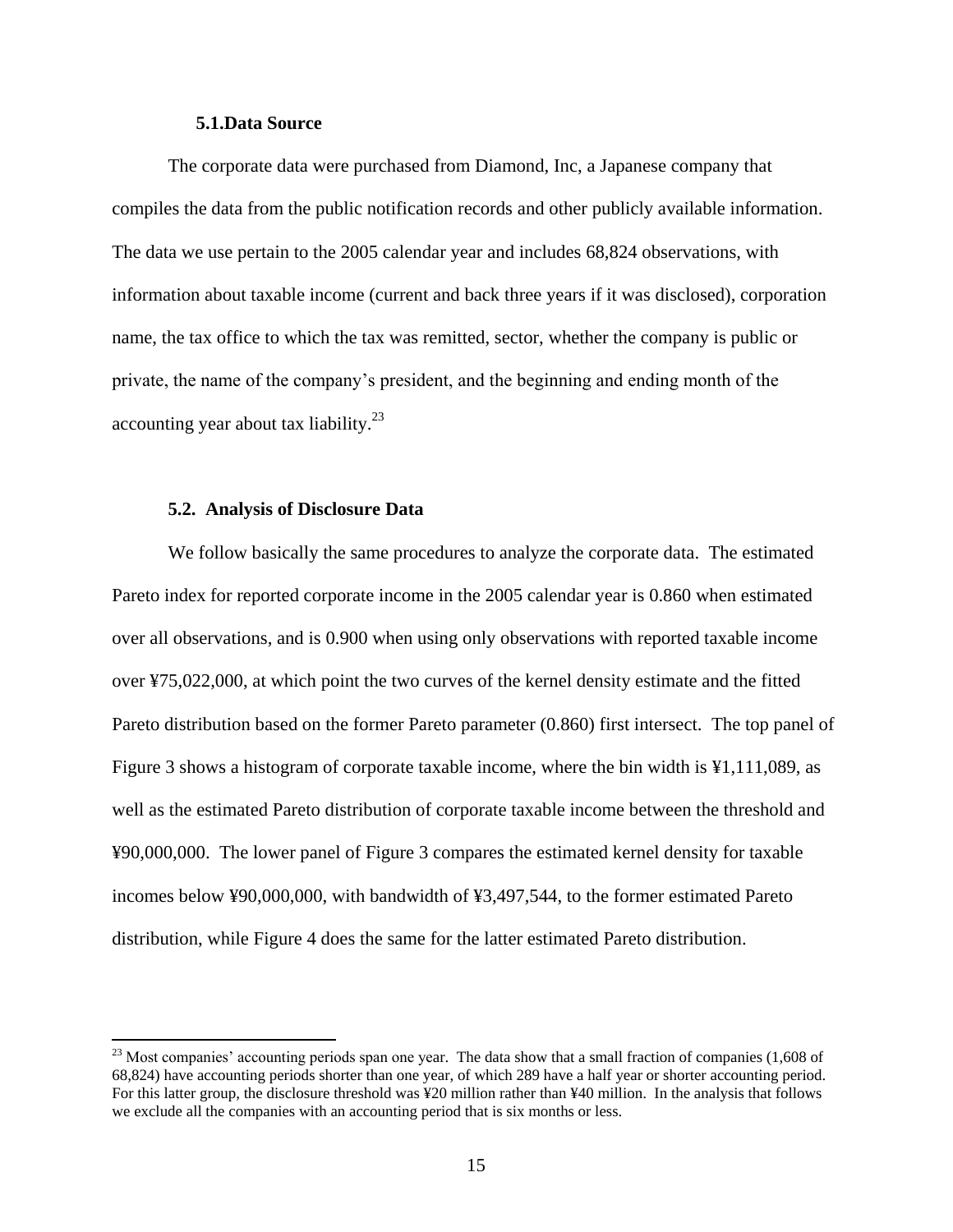### 5.1. Data Source

The corporate data were purchased from Diamond, Inc, a Japanese company that compiles the data from the public notification records and other publicly available information. The data we use pertain to the 2005 calendar year and includes 68,824 observations, with information about taxable income (current and back three years if it was disclosed), corporation name, the tax office to which the tax was remitted, sector, whether the company is public or private, the name of the company's president, and the beginning and ending month of the accounting year about tax liability.[23]

### 5.2. Analysis of Disclosure Data

We follow basically the same procedures to analyze the corporate data. The estimated Pareto index for reported corporate income in the 2005 calendar year is 0.860 when estimated over all observations, and is 0.900 when using only observations with reported taxable income over ¥75,022,000, at which point the two curves of the kernel density estimate and the fitted Pareto distribution based on the former Pareto parameter (0.860) first intersect. The top panel of Figure 3 shows a histogram of corporate taxable income, where the bin width is ¥1,111,089, as well as the estimated Pareto distribution of corporate taxable income between the threshold and ¥90,000,000. The lower panel of Figure 3 compares the estimated kernel density for taxable incomes below ¥90,000,000, with bandwidth of ¥3,497,544, to the former estimated Pareto distribution, while Figure 4 does the same for the latter estimated Pareto distribution.

---

[23] Most companies' accounting periods span one year. The data show that a small fraction of companies (1,608 of 68,824) have accounting periods shorter than one year, of which 289 have a half year or shorter accounting period. For this latter group, the disclosure threshold was ¥20 million rather than ¥40 million. In the analysis that follows we exclude all the companies with an accounting period that is six months or less.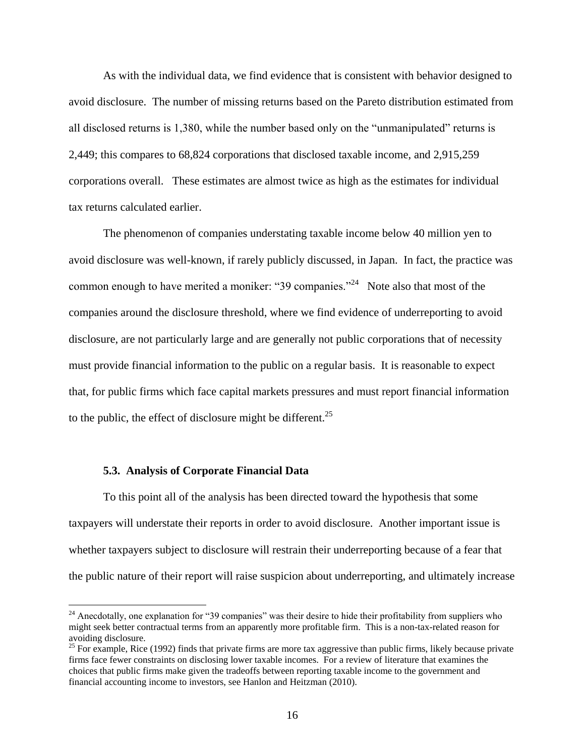As with the individual data, we find evidence that is consistent with behavior designed to avoid disclosure. The number of missing returns based on the Pareto distribution estimated from all disclosed returns is 1,380, while the number based only on the "unmanipulated" returns is 2,449; this compares to 68,824 corporations that disclosed taxable income, and 2,915,259 corporations overall. These estimates are almost twice as high as the estimates for individual tax returns calculated earlier.

The phenomenon of companies understating taxable income below 40 million yen to avoid disclosure was well-known, if rarely publicly discussed, in Japan. In fact, the practice was common enough to have merited a moniker: "39 companies."[24] Note also that most of the companies around the disclosure threshold, where we find evidence of underreporting to avoid disclosure, are not particularly large and are generally not public corporations that of necessity must provide financial information to the public on a regular basis. It is reasonable to expect that, for public firms which face capital markets pressures and must report financial information to the public, the effect of disclosure might be different.[25]

### 5.3. Analysis of Corporate Financial Data

To this point all of the analysis has been directed toward the hypothesis that some taxpayers will understate their reports in order to avoid disclosure. Another important issue is whether taxpayers subject to disclosure will restrain their underreporting because of a fear that the public nature of their report will raise suspicion about underreporting, and ultimately increase

---

[24] Anecdotally, one explanation for "39 companies" was their desire to hide their profitability from suppliers who might seek better contractual terms from an apparently more profitable firm. This is a non-tax-related reason for avoiding disclosure.

[25] For example, Rice (1992) finds that private firms are more tax aggressive than public firms, likely because private firms face fewer constraints on disclosing lower taxable incomes. For a review of literature that examines the choices that public firms make given the tradeoffs between reporting taxable income to the government and financial accounting income to investors, see Hanlon and Heitzman (2010).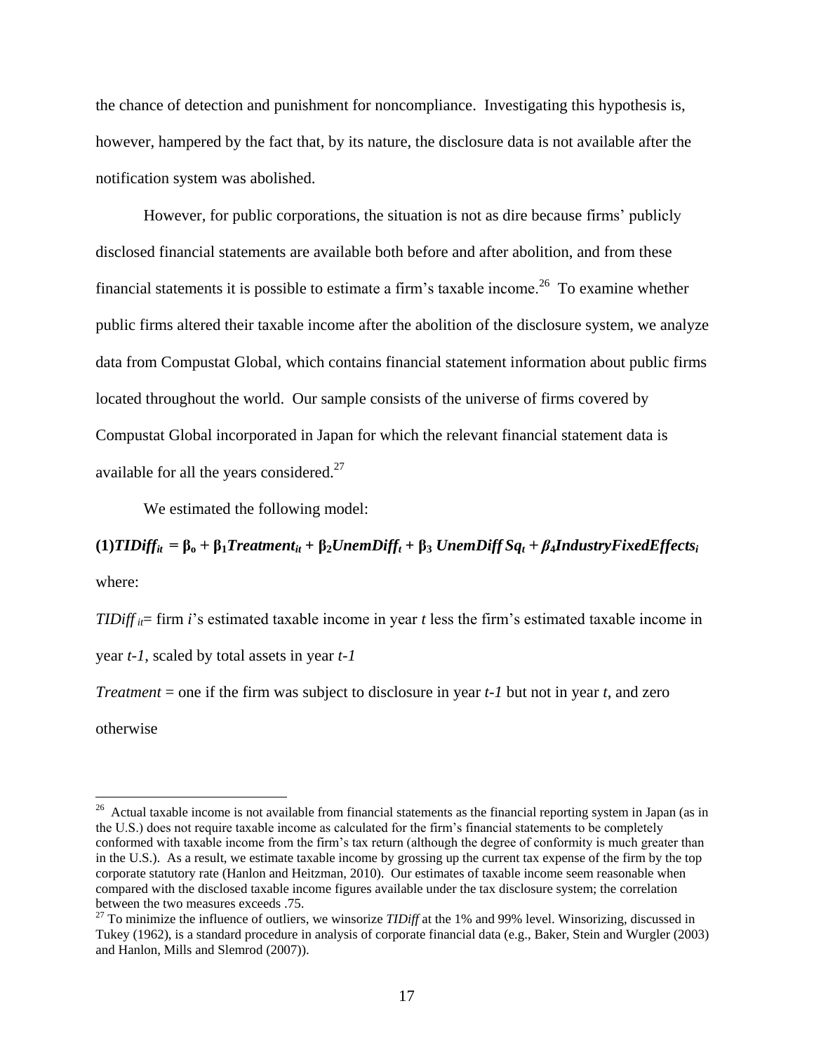the chance of detection and punishment for noncompliance. Investigating this hypothesis is, however, hampered by the fact that, by its nature, the disclosure data is not available after the notification system was abolished.

However, for public corporations, the situation is not as dire because firms' publicly disclosed financial statements are available both before and after abolition, and from these financial statements it is possible to estimate a firm's taxable income.[26] To examine whether public firms altered their taxable income after the abolition of the disclosure system, we analyze data from Compustat Global, which contains financial statement information about public firms located throughout the world. Our sample consists of the universe of firms covered by Compustat Global incorporated in Japan for which the relevant financial statement data is available for all the years considered.[27]

We estimated the following model:

$$\textbf{(1)} \; \boldsymbol{TIDiff_{it} = \beta_o + \beta_1 Treatment_{it} + \beta_2 UnemDiff_t + \beta_3 \, UnemDiff\,Sq_t + \beta_4 IndustryFixedEffects_i}$$

where:

*TIDiff* $_{it}$= firm *i*'s estimated taxable income in year *t* less the firm's estimated taxable income in year *t-1*, scaled by total assets in year *t-1*

*Treatment* = one if the firm was subject to disclosure in year *t-1* but not in year *t*, and zero otherwise

---

[26] Actual taxable income is not available from financial statements as the financial reporting system in Japan (as in the U.S.) does not require taxable income as calculated for the firm's financial statements to be completely conformed with taxable income from the firm's tax return (although the degree of conformity is much greater than in the U.S.). As a result, we estimate taxable income by grossing up the current tax expense of the firm by the top corporate statutory rate (Hanlon and Heitzman, 2010). Our estimates of taxable income seem reasonable when compared with the disclosed taxable income figures available under the tax disclosure system; the correlation between the two measures exceeds .75.

[27] To minimize the influence of outliers, we winsorize *TIDiff* at the 1% and 99% level. Winsorizing, discussed in Tukey (1962), is a standard procedure in analysis of corporate financial data (e.g., Baker, Stein and Wurgler (2003) and Hanlon, Mills and Slemrod (2007)).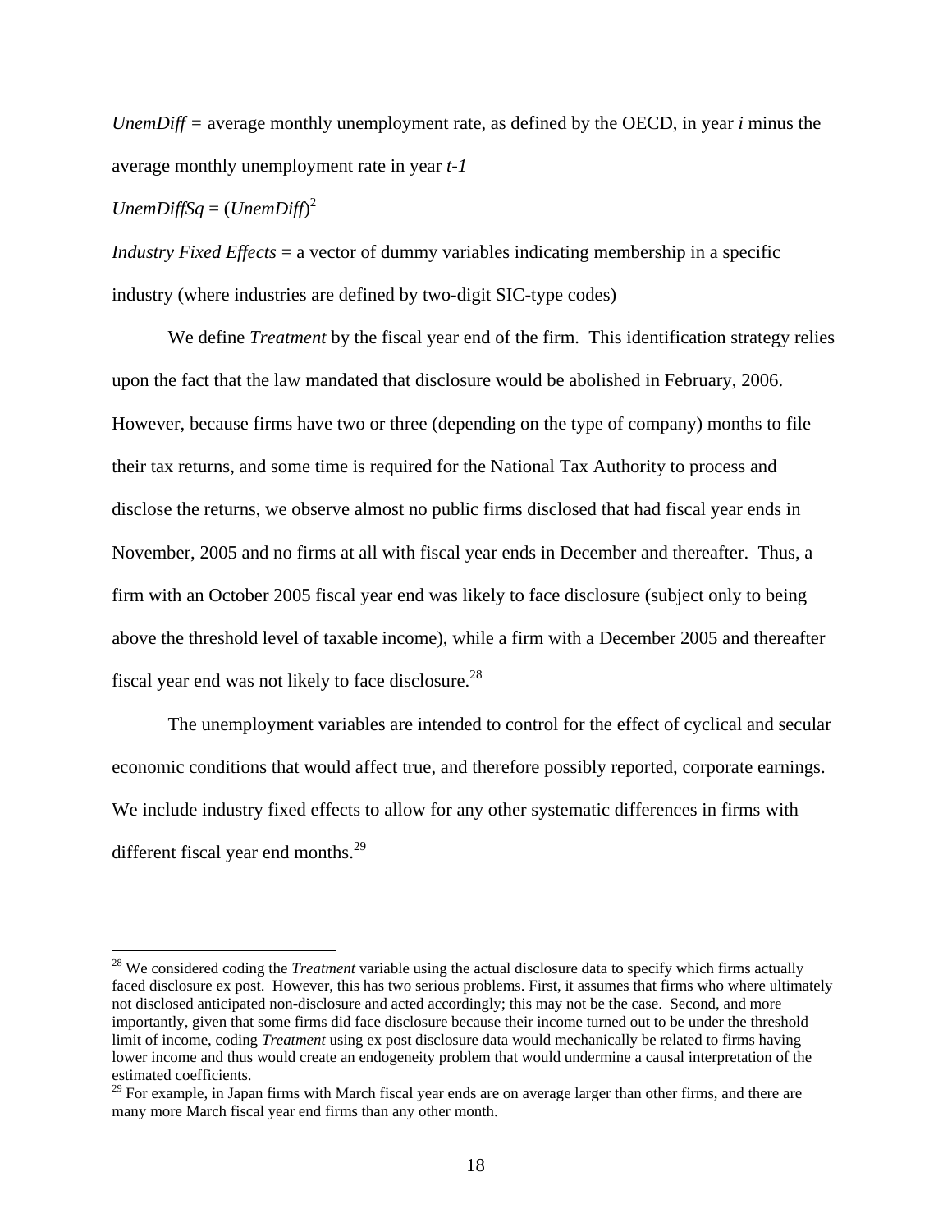*UnemDiff* = average monthly unemployment rate, as defined by the OECD, in year ***i*** minus the average monthly unemployment rate in year ***t-1***

*UnemDiffSq* = (*UnemDiff*)$^2$

*Industry Fixed Effects* = a vector of dummy variables indicating membership in a specific industry (where industries are defined by two-digit SIC-type codes)

We define *Treatment* by the fiscal year end of the firm. This identification strategy relies upon the fact that the law mandated that disclosure would be abolished in February, 2006. However, because firms have two or three (depending on the type of company) months to file their tax returns, and some time is required for the National Tax Authority to process and disclose the returns, we observe almost no public firms disclosed that had fiscal year ends in November, 2005 and no firms at all with fiscal year ends in December and thereafter. Thus, a firm with an October 2005 fiscal year end was likely to face disclosure (subject only to being above the threshold level of taxable income), while a firm with a December 2005 and thereafter fiscal year end was not likely to face disclosure.[28]

The unemployment variables are intended to control for the effect of cyclical and secular economic conditions that would affect true, and therefore possibly reported, corporate earnings. We include industry fixed effects to allow for any other systematic differences in firms with different fiscal year end months.[29]

---

[28] We considered coding the *Treatment* variable using the actual disclosure data to specify which firms actually faced disclosure ex post. However, this has two serious problems. First, it assumes that firms who where ultimately not disclosed anticipated non-disclosure and acted accordingly; this may not be the case. Second, and more importantly, given that some firms did face disclosure because their income turned out to be under the threshold limit of income, coding *Treatment* using ex post disclosure data would mechanically be related to firms having lower income and thus would create an endogeneity problem that would undermine a causal interpretation of the estimated coefficients.

[29] For example, in Japan firms with March fiscal year ends are on average larger than other firms, and there are many more March fiscal year end firms than any other month.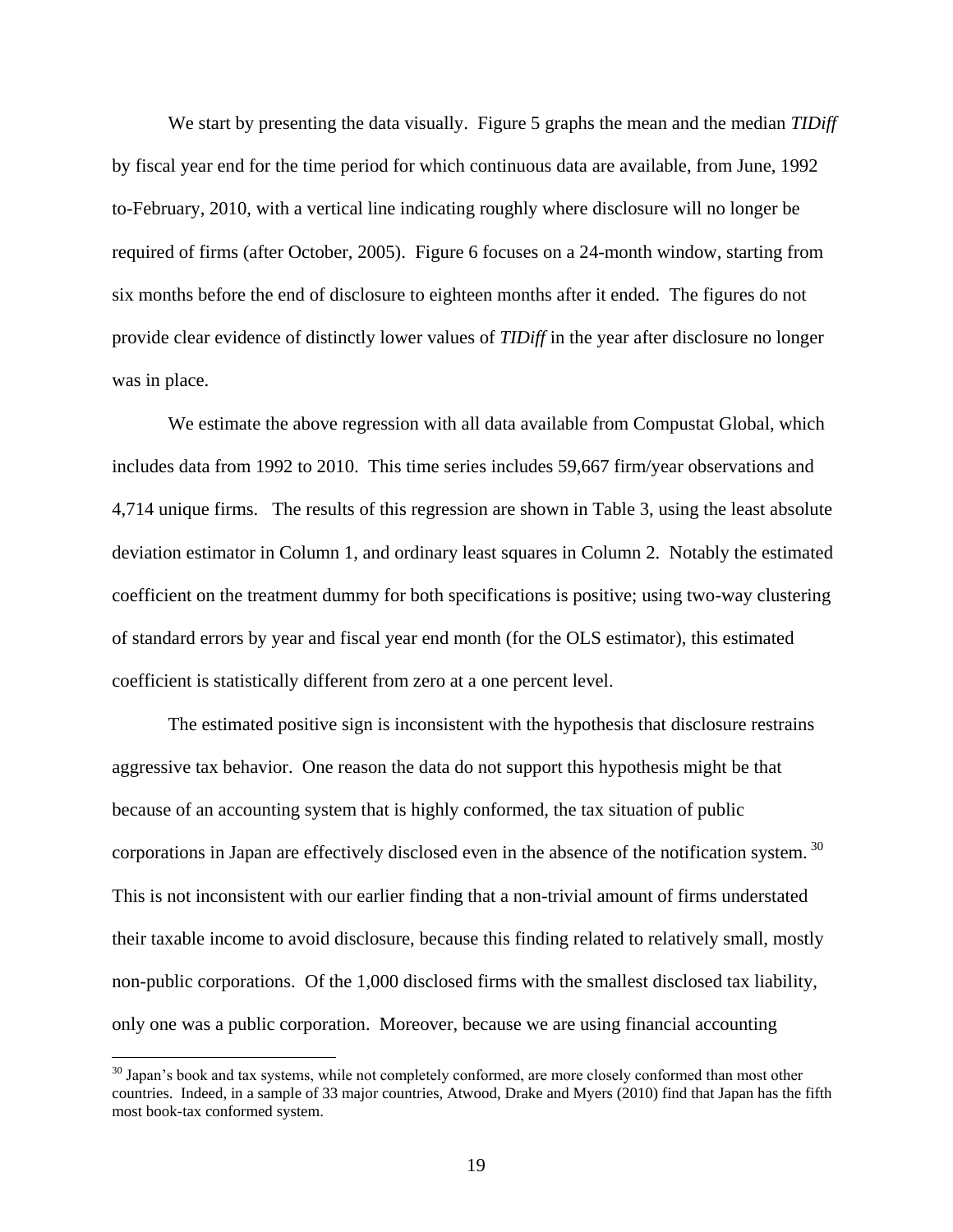We start by presenting the data visually. Figure 5 graphs the mean and the median *TIDiff* by fiscal year end for the time period for which continuous data are available, from June, 1992 to-February, 2010, with a vertical line indicating roughly where disclosure will no longer be required of firms (after October, 2005). Figure 6 focuses on a 24-month window, starting from six months before the end of disclosure to eighteen months after it ended. The figures do not provide clear evidence of distinctly lower values of *TIDiff* in the year after disclosure no longer was in place.

We estimate the above regression with all data available from Compustat Global, which includes data from 1992 to 2010. This time series includes 59,667 firm/year observations and 4,714 unique firms. The results of this regression are shown in Table 3, using the least absolute deviation estimator in Column 1, and ordinary least squares in Column 2. Notably the estimated coefficient on the treatment dummy for both specifications is positive; using two-way clustering of standard errors by year and fiscal year end month (for the OLS estimator), this estimated coefficient is statistically different from zero at a one percent level.

The estimated positive sign is inconsistent with the hypothesis that disclosure restrains aggressive tax behavior. One reason the data do not support this hypothesis might be that because of an accounting system that is highly conformed, the tax situation of public corporations in Japan are effectively disclosed even in the absence of the notification system.[30] This is not inconsistent with our earlier finding that a non-trivial amount of firms understated their taxable income to avoid disclosure, because this finding related to relatively small, mostly non-public corporations. Of the 1,000 disclosed firms with the smallest disclosed tax liability, only one was a public corporation. Moreover, because we are using financial accounting

[30] Japan's book and tax systems, while not completely conformed, are more closely conformed than most other countries. Indeed, in a sample of 33 major countries, Atwood, Drake and Myers (2010) find that Japan has the fifth most book-tax conformed system.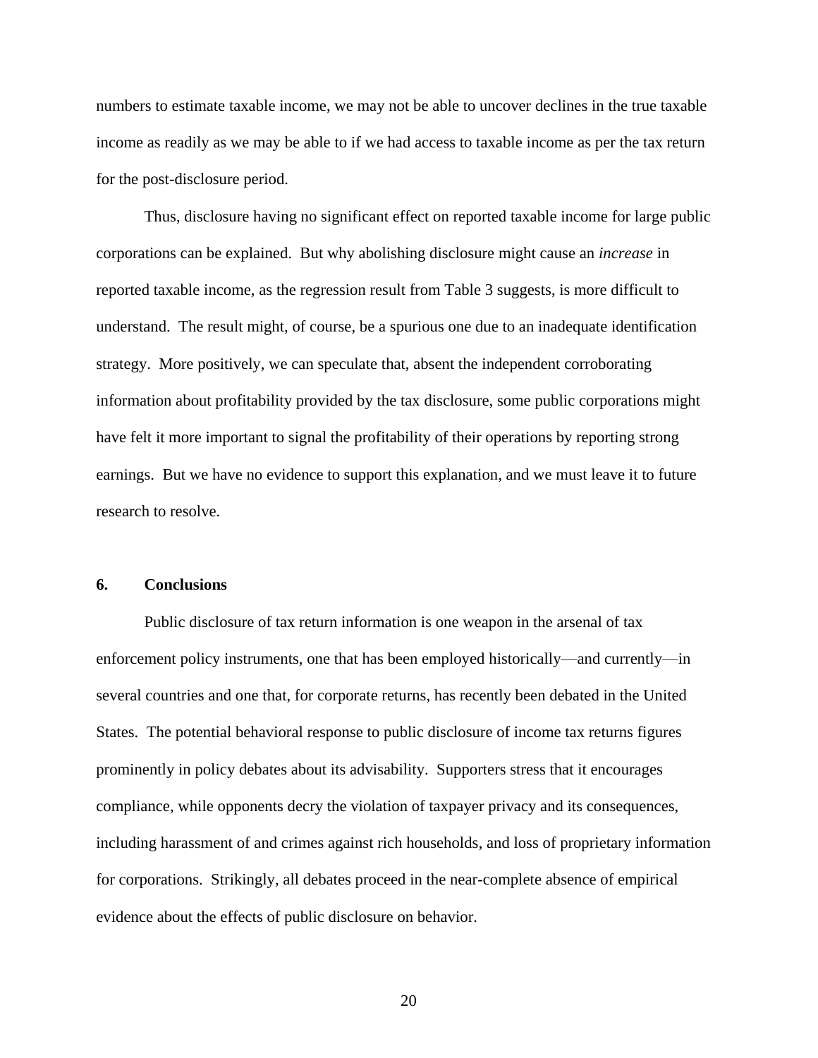numbers to estimate taxable income, we may not be able to uncover declines in the true taxable income as readily as we may be able to if we had access to taxable income as per the tax return for the post-disclosure period.

Thus, disclosure having no significant effect on reported taxable income for large public corporations can be explained. But why abolishing disclosure might cause an *increase* in reported taxable income, as the regression result from Table 3 suggests, is more difficult to understand. The result might, of course, be a spurious one due to an inadequate identification strategy. More positively, we can speculate that, absent the independent corroborating information about profitability provided by the tax disclosure, some public corporations might have felt it more important to signal the profitability of their operations by reporting strong earnings. But we have no evidence to support this explanation, and we must leave it to future research to resolve.

## 6. Conclusions

Public disclosure of tax return information is one weapon in the arsenal of tax enforcement policy instruments, one that has been employed historically—and currently—in several countries and one that, for corporate returns, has recently been debated in the United States. The potential behavioral response to public disclosure of income tax returns figures prominently in policy debates about its advisability. Supporters stress that it encourages compliance, while opponents decry the violation of taxpayer privacy and its consequences, including harassment of and crimes against rich households, and loss of proprietary information for corporations. Strikingly, all debates proceed in the near-complete absence of empirical evidence about the effects of public disclosure on behavior.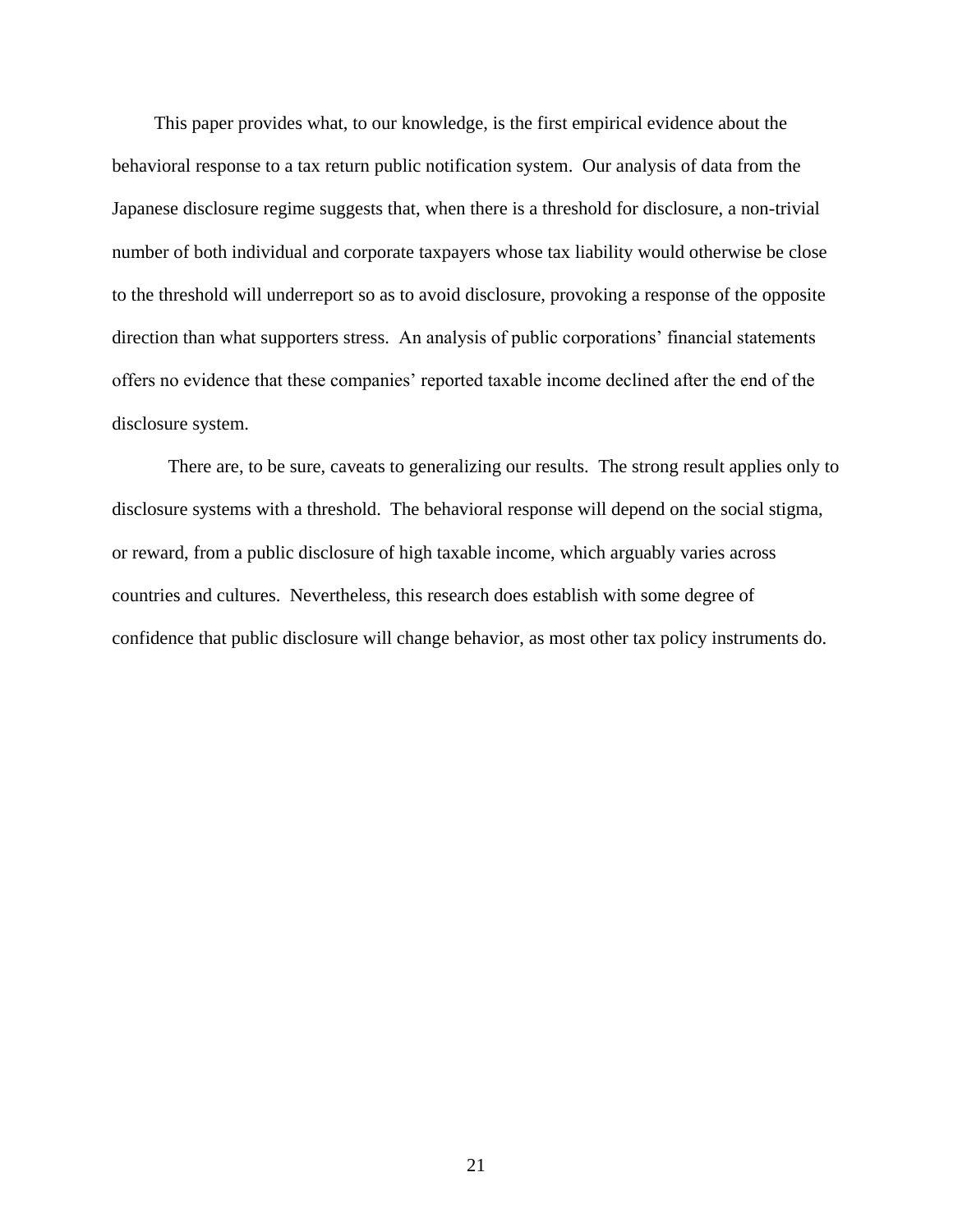This paper provides what, to our knowledge, is the first empirical evidence about the behavioral response to a tax return public notification system. Our analysis of data from the Japanese disclosure regime suggests that, when there is a threshold for disclosure, a non-trivial number of both individual and corporate taxpayers whose tax liability would otherwise be close to the threshold will underreport so as to avoid disclosure, provoking a response of the opposite direction than what supporters stress. An analysis of public corporations' financial statements offers no evidence that these companies' reported taxable income declined after the end of the disclosure system.

There are, to be sure, caveats to generalizing our results. The strong result applies only to disclosure systems with a threshold. The behavioral response will depend on the social stigma, or reward, from a public disclosure of high taxable income, which arguably varies across countries and cultures. Nevertheless, this research does establish with some degree of confidence that public disclosure will change behavior, as most other tax policy instruments do.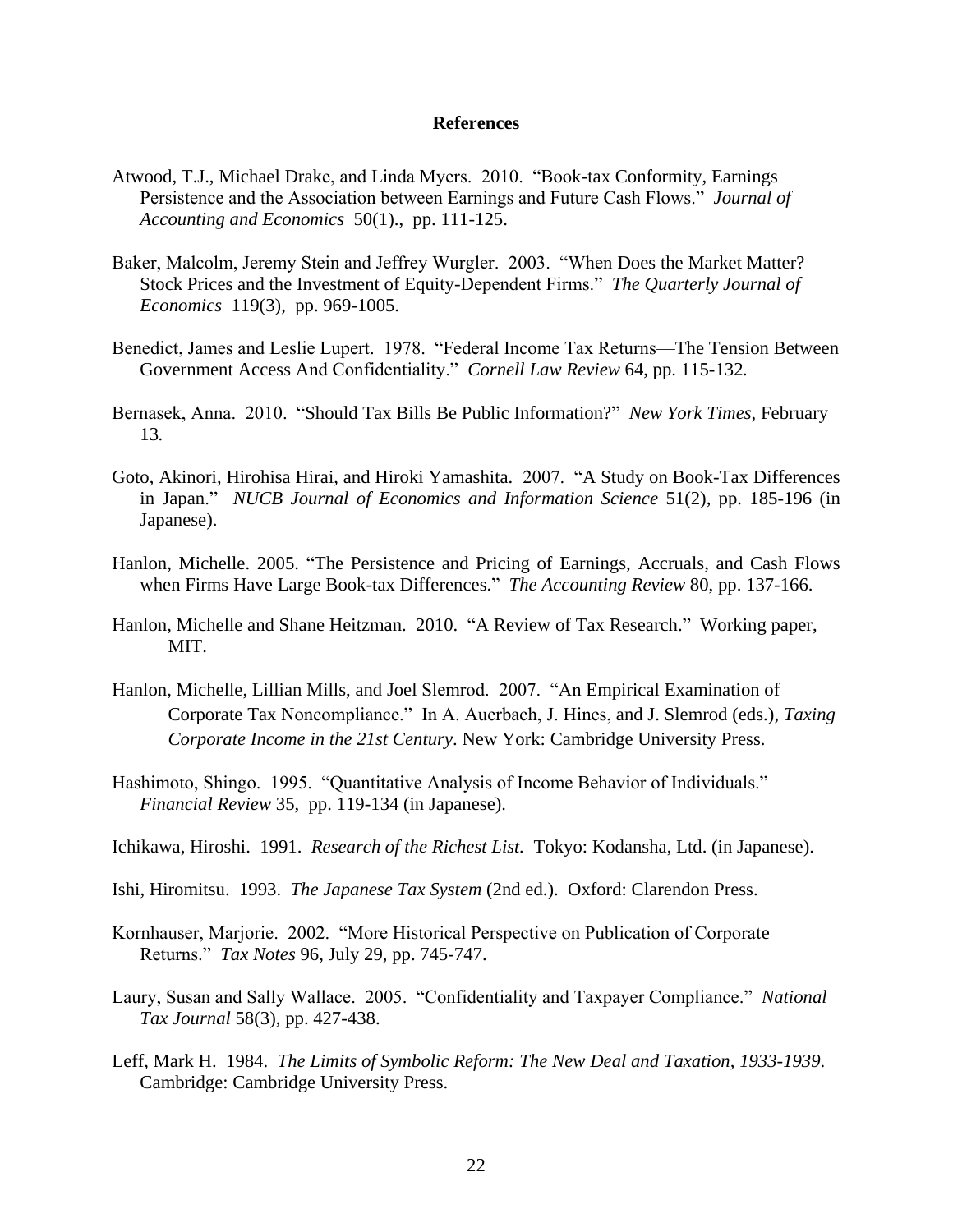# References

Atwood, T.J., Michael Drake, and Linda Myers. 2010. "Book-tax Conformity, Earnings Persistence and the Association between Earnings and Future Cash Flows." *Journal of Accounting and Economics* 50(1)., pp. 111-125.

Baker, Malcolm, Jeremy Stein and Jeffrey Wurgler. 2003. "When Does the Market Matter? Stock Prices and the Investment of Equity-Dependent Firms." *The Quarterly Journal of Economics* 119(3), pp. 969-1005.

Benedict, James and Leslie Lupert. 1978. "Federal Income Tax Returns—The Tension Between Government Access And Confidentiality." *Cornell Law Review* 64, pp. 115-132.

Bernasek, Anna. 2010. "Should Tax Bills Be Public Information?" *New York Times*, February 13.

Goto, Akinori, Hirohisa Hirai, and Hiroki Yamashita. 2007. "A Study on Book-Tax Differences in Japan." *NUCB Journal of Economics and Information Science* 51(2), pp. 185-196 (in Japanese).

Hanlon, Michelle. 2005. "The Persistence and Pricing of Earnings, Accruals, and Cash Flows when Firms Have Large Book-tax Differences." *The Accounting Review* 80, pp. 137-166.

Hanlon, Michelle and Shane Heitzman. 2010. "A Review of Tax Research." Working paper, MIT.

Hanlon, Michelle, Lillian Mills, and Joel Slemrod. 2007. "An Empirical Examination of Corporate Tax Noncompliance." In A. Auerbach, J. Hines, and J. Slemrod (eds.), *Taxing Corporate Income in the 21st Century*. New York: Cambridge University Press.

Hashimoto, Shingo. 1995. "Quantitative Analysis of Income Behavior of Individuals." *Financial Review* 35, pp. 119-134 (in Japanese).

Ichikawa, Hiroshi. 1991. *Research of the Richest List.* Tokyo: Kodansha, Ltd. (in Japanese).

Ishi, Hiromitsu. 1993. *The Japanese Tax System* (2nd ed.). Oxford: Clarendon Press.

Kornhauser, Marjorie. 2002. "More Historical Perspective on Publication of Corporate Returns." *Tax Notes* 96, July 29, pp. 745-747.

Laury, Susan and Sally Wallace. 2005. "Confidentiality and Taxpayer Compliance." *National Tax Journal* 58(3), pp. 427-438.

Leff, Mark H. 1984. *The Limits of Symbolic Reform: The New Deal and Taxation, 1933-1939*. Cambridge: Cambridge University Press.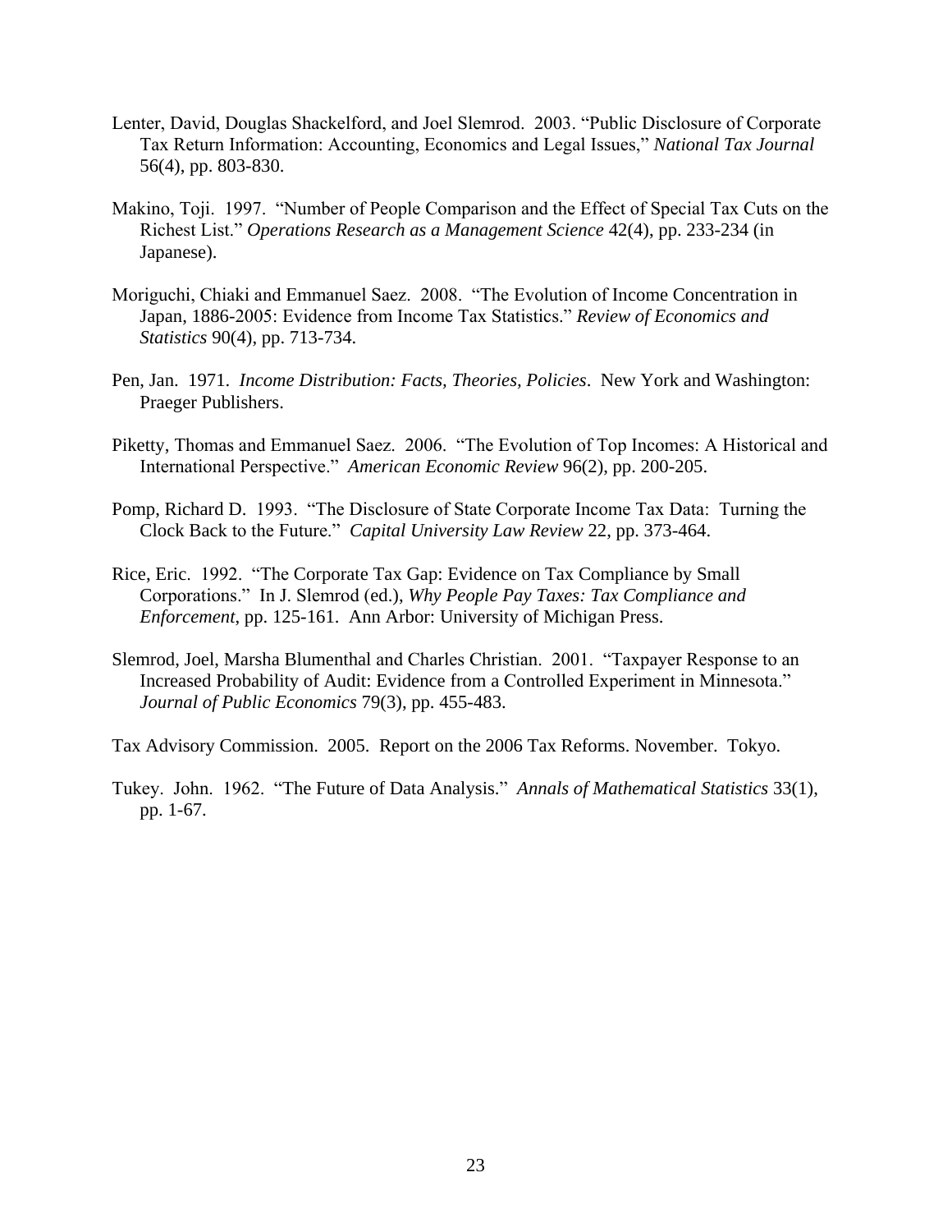Lenter, David, Douglas Shackelford, and Joel Slemrod. 2003. "Public Disclosure of Corporate Tax Return Information: Accounting, Economics and Legal Issues," *National Tax Journal* 56(4), pp. 803-830.

Makino, Toji. 1997. "Number of People Comparison and the Effect of Special Tax Cuts on the Richest List." *Operations Research as a Management Science* 42(4), pp. 233-234 (in Japanese).

Moriguchi, Chiaki and Emmanuel Saez. 2008. "The Evolution of Income Concentration in Japan, 1886-2005: Evidence from Income Tax Statistics." *Review of Economics and Statistics* 90(4), pp. 713-734.

Pen, Jan. 1971. *Income Distribution: Facts, Theories, Policies*. New York and Washington: Praeger Publishers.

Piketty, Thomas and Emmanuel Saez. 2006. "The Evolution of Top Incomes: A Historical and International Perspective." *American Economic Review* 96(2), pp. 200-205.

Pomp, Richard D. 1993. "The Disclosure of State Corporate Income Tax Data: Turning the Clock Back to the Future." *Capital University Law Review* 22, pp. 373-464.

Rice, Eric. 1992. "The Corporate Tax Gap: Evidence on Tax Compliance by Small Corporations." In J. Slemrod (ed.), *Why People Pay Taxes: Tax Compliance and Enforcement*, pp. 125-161. Ann Arbor: University of Michigan Press.

Slemrod, Joel, Marsha Blumenthal and Charles Christian. 2001. "Taxpayer Response to an Increased Probability of Audit: Evidence from a Controlled Experiment in Minnesota." *Journal of Public Economics* 79(3), pp. 455-483.

Tax Advisory Commission. 2005. Report on the 2006 Tax Reforms. November. Tokyo.

Tukey. John. 1962. "The Future of Data Analysis." *Annals of Mathematical Statistics* 33(1), pp. 1-67.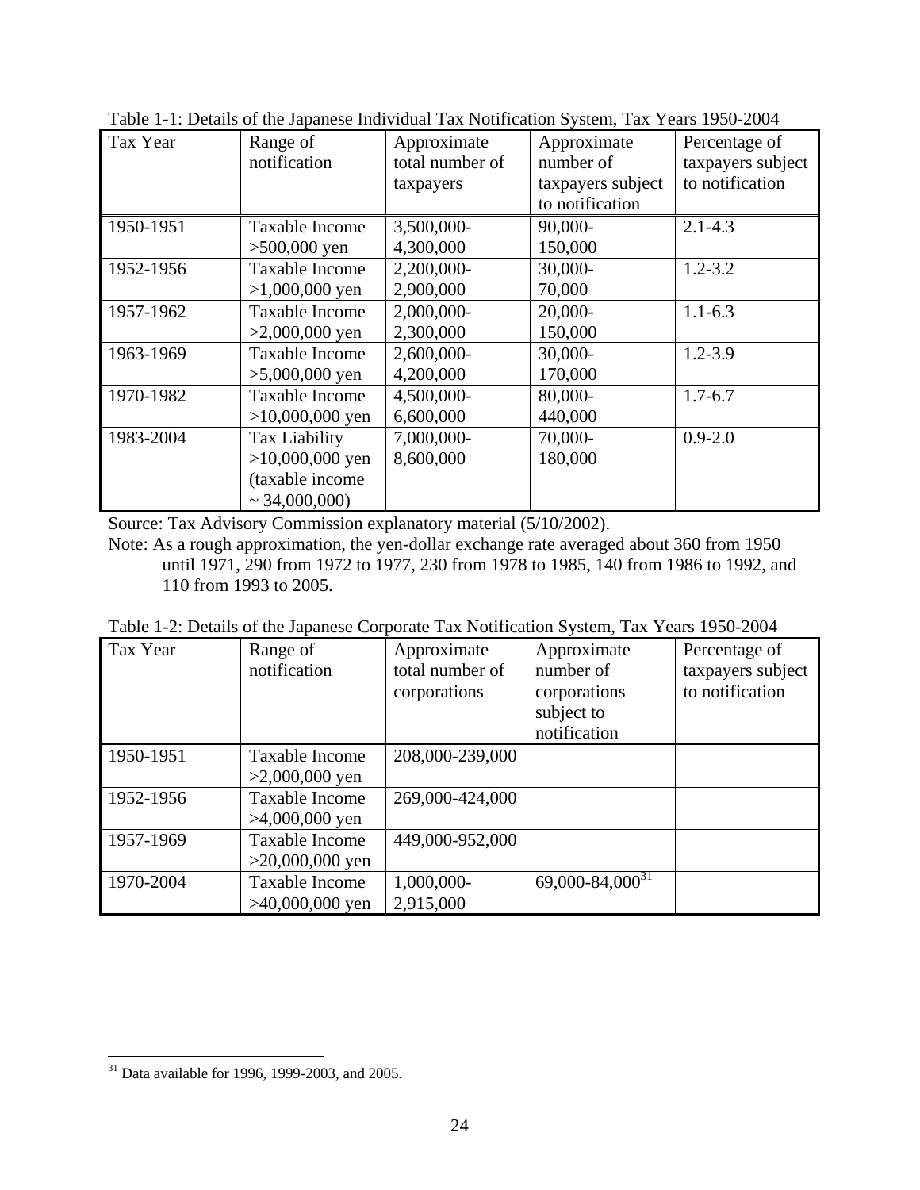Table 1-1: Details of the Japanese Individual Tax Notification System, Tax Years 1950-2004

| Tax Year | Range of notification | Approximate total number of taxpayers | Approximate number of taxpayers subject to notification | Percentage of taxpayers subject to notification |
|---|---|---|---|---|
| 1950-1951 | Taxable Income >500,000 yen | 3,500,000-4,300,000 | 90,000-150,000 | 2.1-4.3 |
| 1952-1956 | Taxable Income >1,000,000 yen | 2,200,000-2,900,000 | 30,000-70,000 | 1.2-3.2 |
| 1957-1962 | Taxable Income >2,000,000 yen | 2,000,000-2,300,000 | 20,000-150,000 | 1.1-6.3 |
| 1963-1969 | Taxable Income >5,000,000 yen | 2,600,000-4,200,000 | 30,000-170,000 | 1.2-3.9 |
| 1970-1982 | Taxable Income >10,000,000 yen | 4,500,000-6,600,000 | 80,000-440,000 | 1.7-6.7 |
| 1983-2004 | Tax Liability >10,000,000 yen (taxable income ~ 34,000,000) | 7,000,000-8,600,000 | 70,000-180,000 | 0.9-2.0 |

Source: Tax Advisory Commission explanatory material (5/10/2002).

Note: As a rough approximation, the yen-dollar exchange rate averaged about 360 from 1950 until 1971, 290 from 1972 to 1977, 230 from 1978 to 1985, 140 from 1986 to 1992, and 110 from 1993 to 2005.

Table 1-2: Details of the Japanese Corporate Tax Notification System, Tax Years 1950-2004

| Tax Year | Range of notification | Approximate total number of corporations | Approximate number of corporations subject to notification | Percentage of taxpayers subject to notification |
|---|---|---|---|---|
| 1950-1951 | Taxable Income >2,000,000 yen | 208,000-239,000 | | |
| 1952-1956 | Taxable Income >4,000,000 yen | 269,000-424,000 | | |
| 1957-1969 | Taxable Income >20,000,000 yen | 449,000-952,000 | | |
| 1970-2004 | Taxable Income >40,000,000 yen | 1,000,000-2,915,000 | 69,000-84,000[31] | |

[31] Data available for 1996, 1999-2003, and 2005.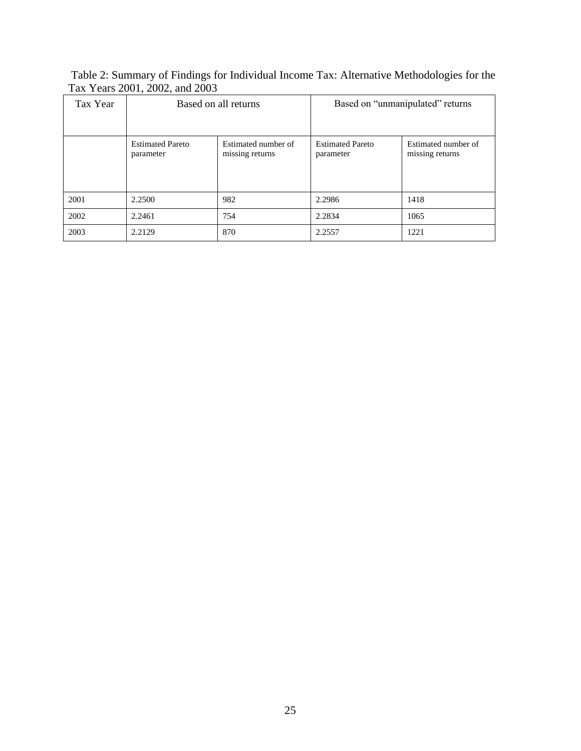Table 2: Summary of Findings for Individual Income Tax: Alternative Methodologies for the Tax Years 2001, 2002, and 2003

| Tax Year | Based on all returns | | Based on "unmanipulated" returns | |
|---|---|---|---|---|
| | Estimated Pareto parameter | Estimated number of missing returns | Estimated Pareto parameter | Estimated number of missing returns |
| 2001 | 2.2500 | 982 | 2.2986 | 1418 |
| 2002 | 2.2461 | 754 | 2.2834 | 1065 |
| 2003 | 2.2129 | 870 | 2.2557 | 1221 |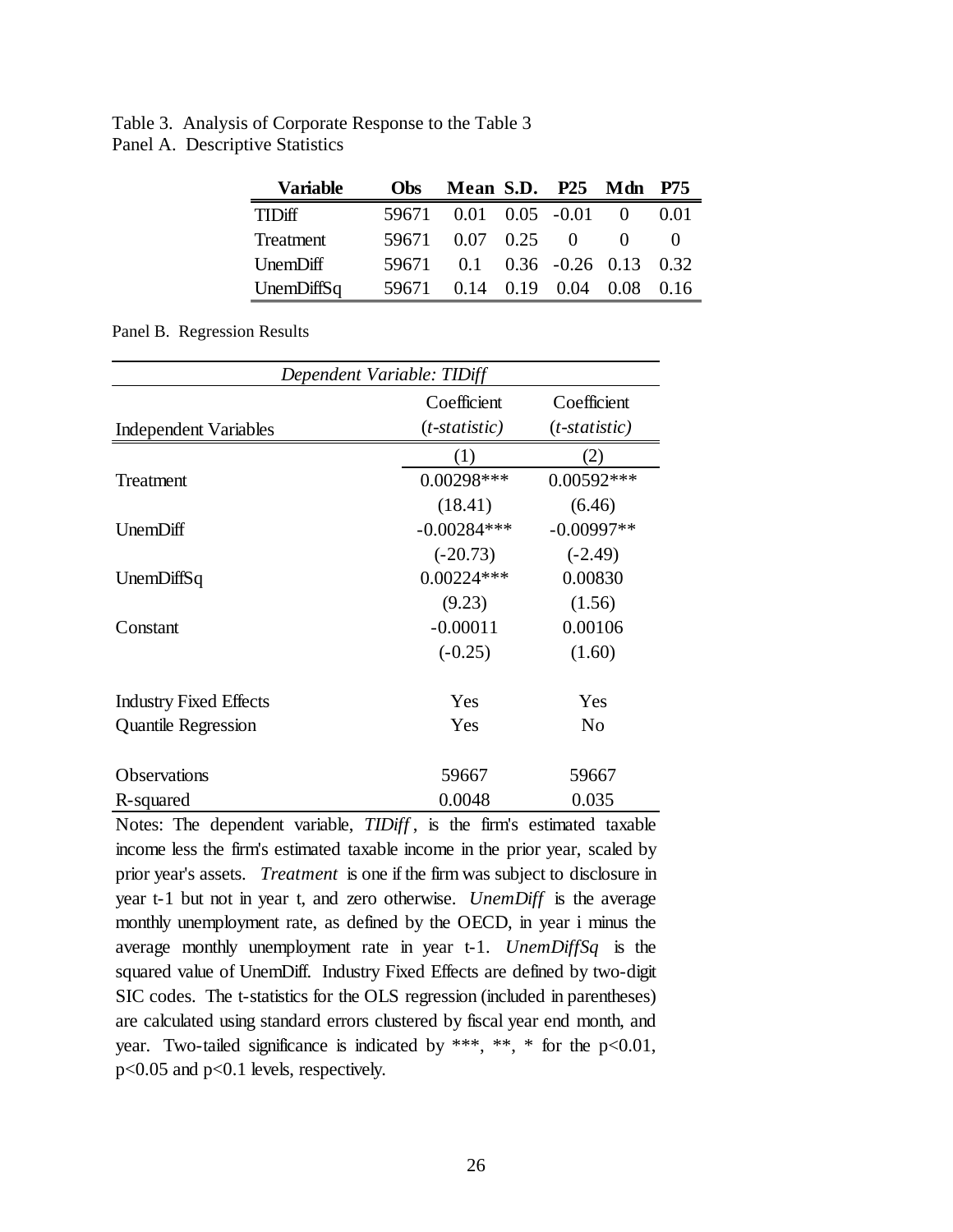Table 3. Analysis of Corporate Response to the Table 3
Panel A. Descriptive Statistics

| Variable | Obs | Mean | S.D. | P25 | Mdn | P75 |
|---|---|---|---|---|---|---|
| TIDiff | 59671 | 0.01 | 0.05 | -0.01 | 0 | 0.01 |
| Treatment | 59671 | 0.07 | 0.25 | 0 | 0 | 0 |
| UnemDiff | 59671 | 0.1 | 0.36 | -0.26 | 0.13 | 0.32 |
| UnemDiffSq | 59671 | 0.14 | 0.19 | 0.04 | 0.08 | 0.16 |

Panel B. Regression Results

| *Dependent Variable: TIDiff* | | |
|---|---|---|
| Independent Variables | Coefficient (*t-statistic*) | Coefficient (*t-statistic*) |
| | (1) | (2) |
| Treatment | 0.00298*** | 0.00592*** |
| | (18.41) | (6.46) |
| UnemDiff | -0.00284*** | -0.00997** |
| | (-20.73) | (-2.49) |
| UnemDiffSq | 0.00224*** | 0.00830 |
| | (9.23) | (1.56) |
| Constant | -0.00011 | 0.00106 |
| | (-0.25) | (1.60) |
| Industry Fixed Effects | Yes | Yes |
| Quantile Regression | Yes | No |
| Observations | 59667 | 59667 |
| R-squared | 0.0048 | 0.035 |

Notes: The dependent variable, *TIDiff*, is the firm's estimated taxable income less the firm's estimated taxable income in the prior year, scaled by prior year's assets. *Treatment* is one if the firm was subject to disclosure in year t-1 but not in year t, and zero otherwise. *UnemDiff* is the average monthly unemployment rate, as defined by the OECD, in year i minus the average monthly unemployment rate in year t-1. *UnemDiffSq* is the squared value of UnemDiff. Industry Fixed Effects are defined by two-digit SIC codes. The t-statistics for the OLS regression (included in parentheses) are calculated using standard errors clustered by fiscal year end month, and year. Two-tailed significance is indicated by ***, **, * for the $p<0.01$, $p<0.05$ and $p<0.1$ levels, respectively.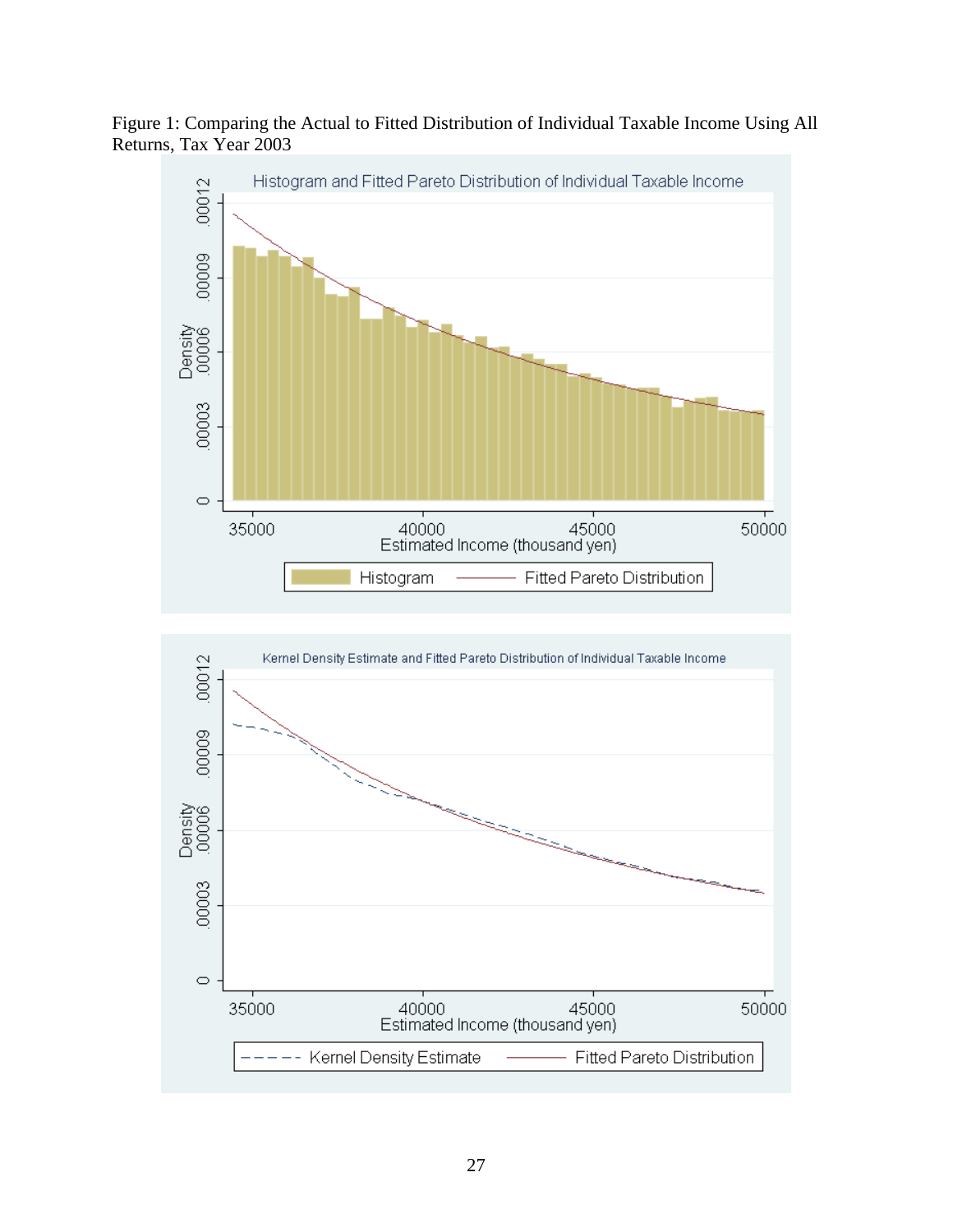Figure 1: Comparing the Actual to Fitted Distribution of Individual Taxable Income Using All Returns, Tax Year 2003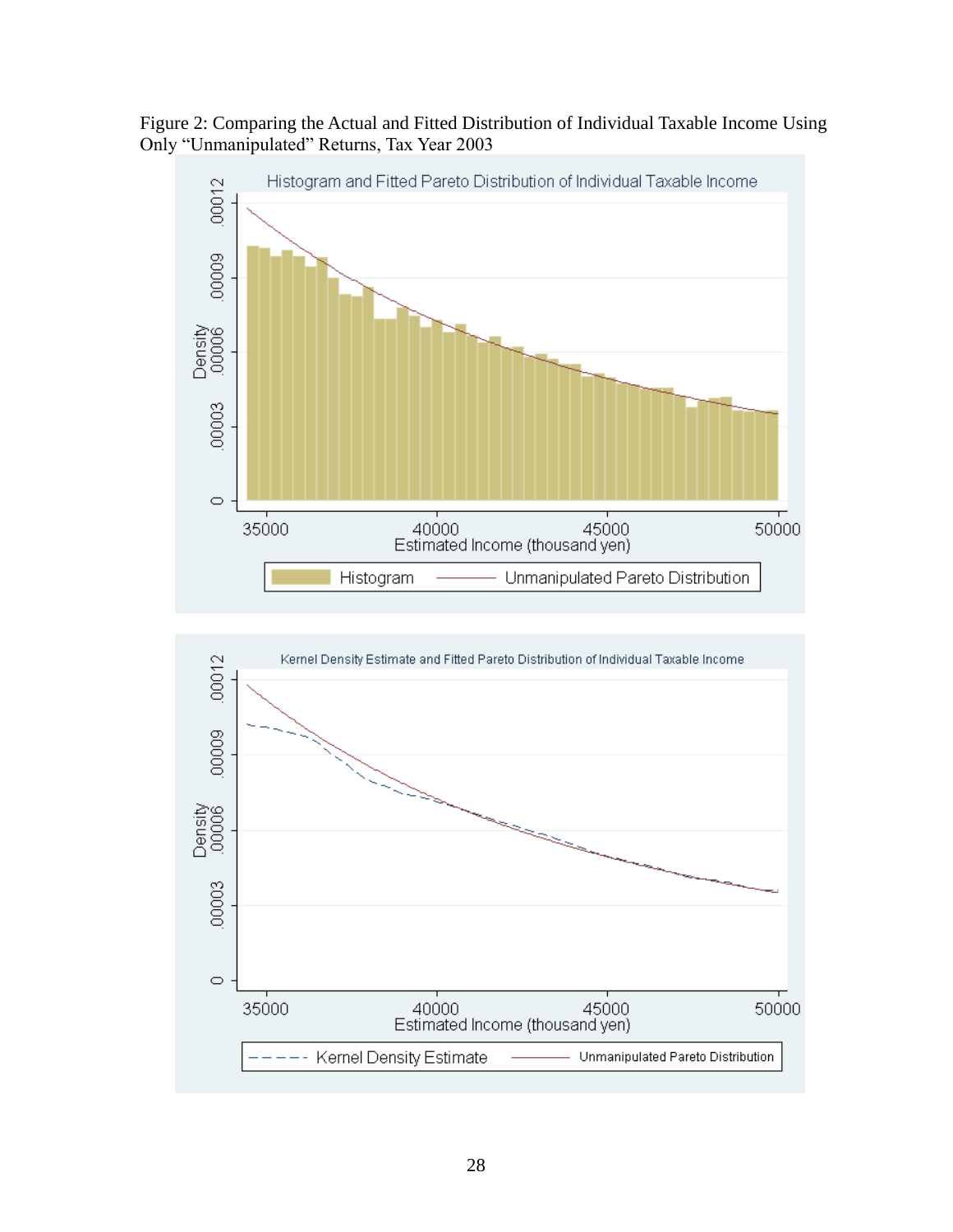Figure 2: Comparing the Actual and Fitted Distribution of Individual Taxable Income Using Only "Unmanipulated" Returns, Tax Year 2003

Histogram and Fitted Pareto Distribution of Individual Taxable Income

Kernel Density Estimate and Fitted Pareto Distribution of Individual Taxable Income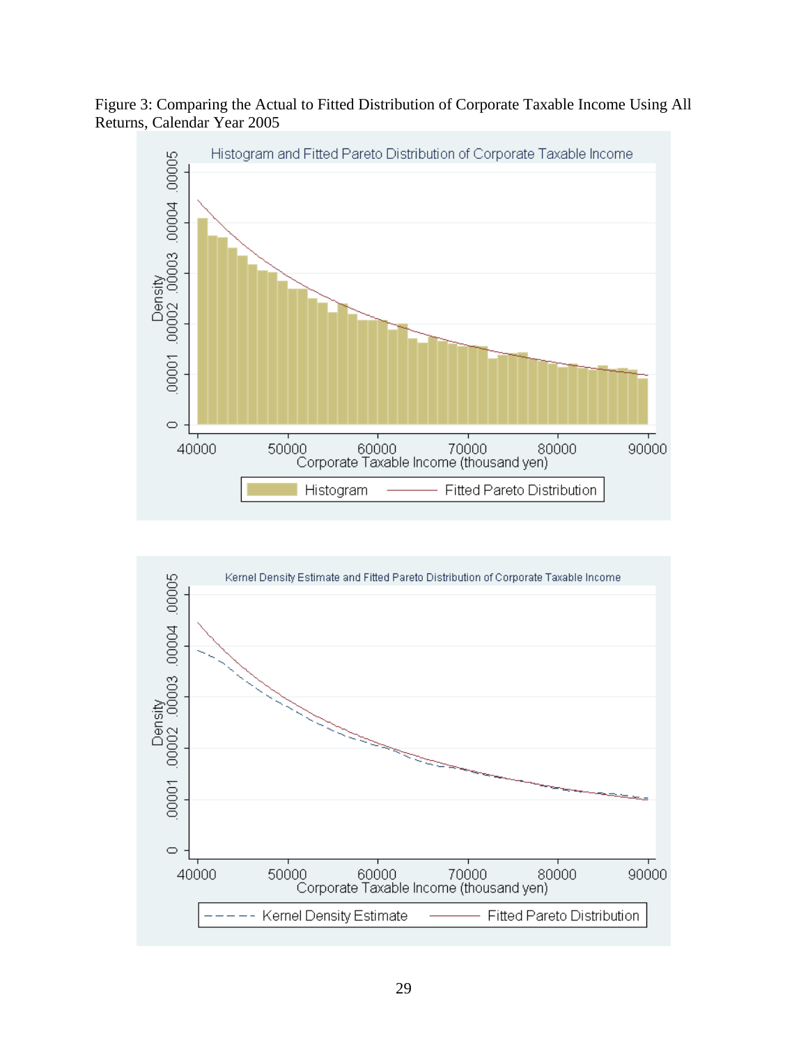Figure 3: Comparing the Actual to Fitted Distribution of Corporate Taxable Income Using All Returns, Calendar Year 2005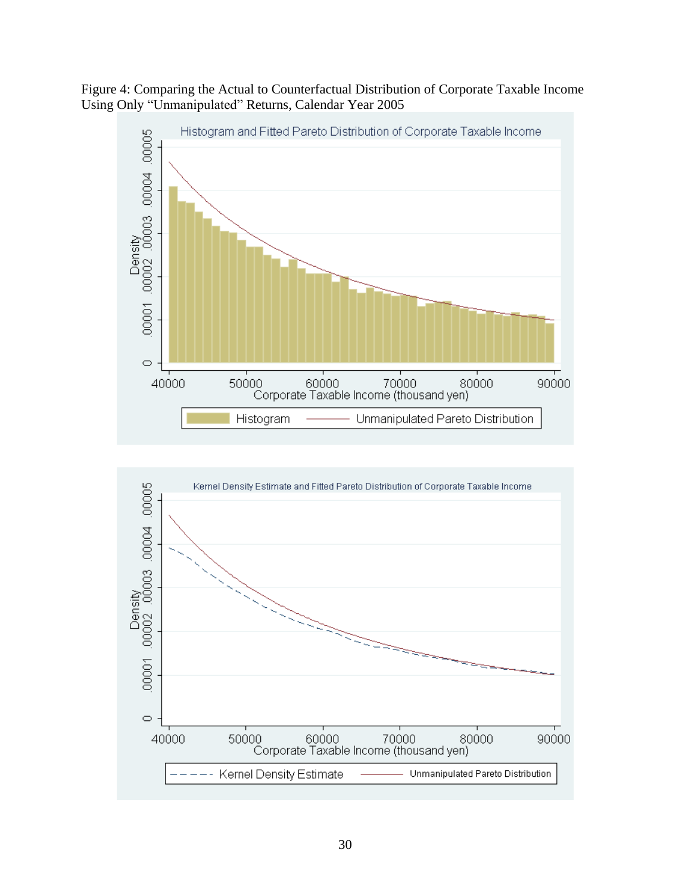Figure 4: Comparing the Actual to Counterfactual Distribution of Corporate Taxable Income Using Only "Unmanipulated" Returns, Calendar Year 2005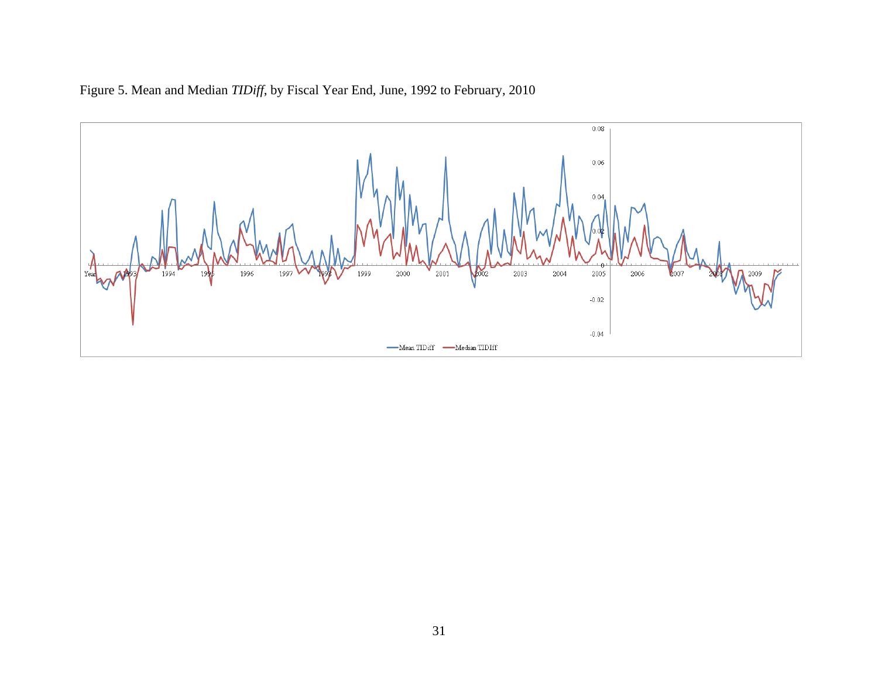Figure 5. Mean and Median *TIDiff*, by Fiscal Year End, June, 1992 to February, 2010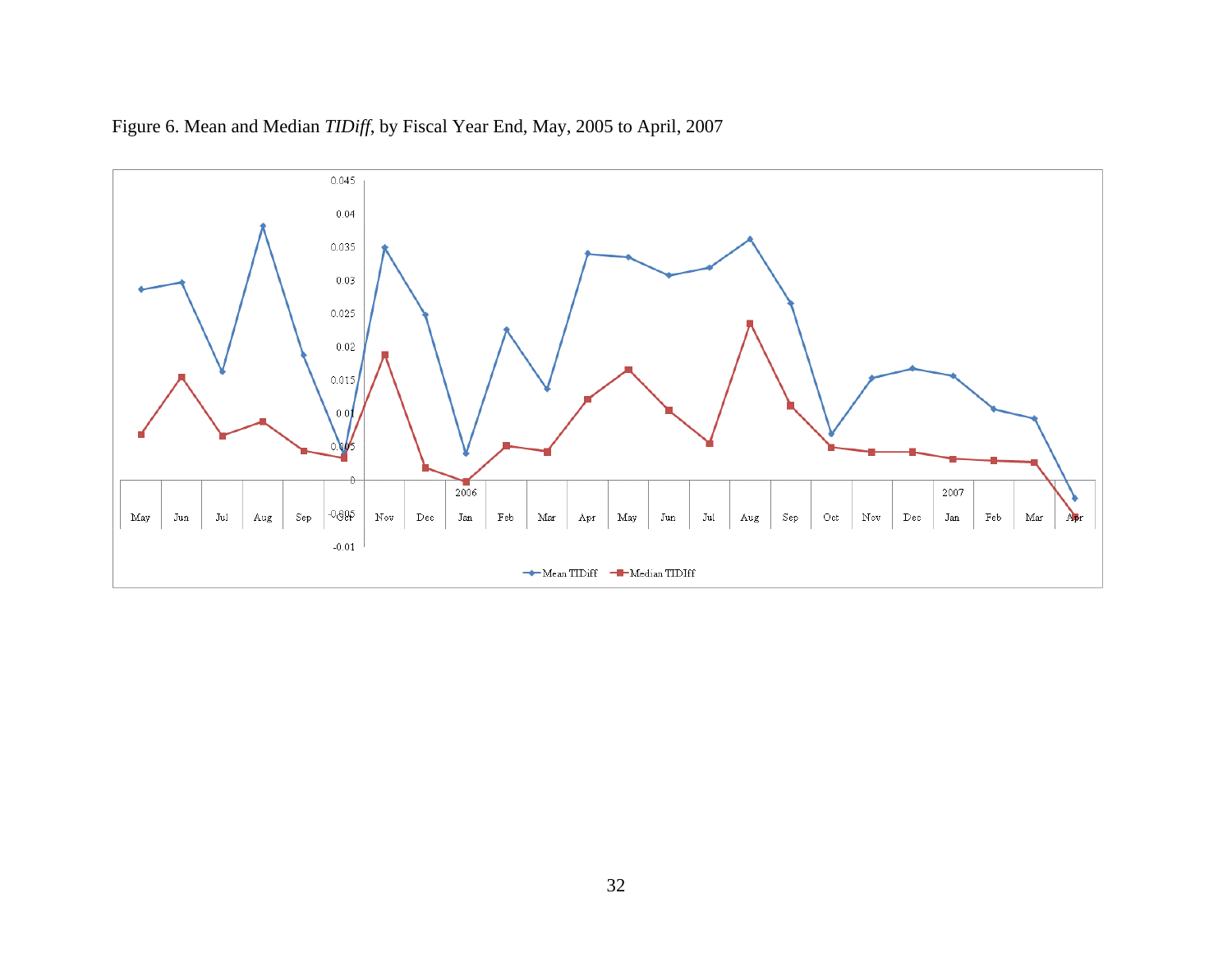Figure 6. Mean and Median *TIDiff*, by Fiscal Year End, May, 2005 to April, 2007

0.045
0.04
0.035
0.03
0.025
0.02
0.015
0.01
0.005
0
-0.005
-0.01

May Jun Jul Aug Sep Oct Nov Dec Jan Feb Mar Apr May Jun Jul Aug Sep Oct Nov Dec Jan Feb Mar Apr

2006

2007

Mean TIDiff    Median TIDIff